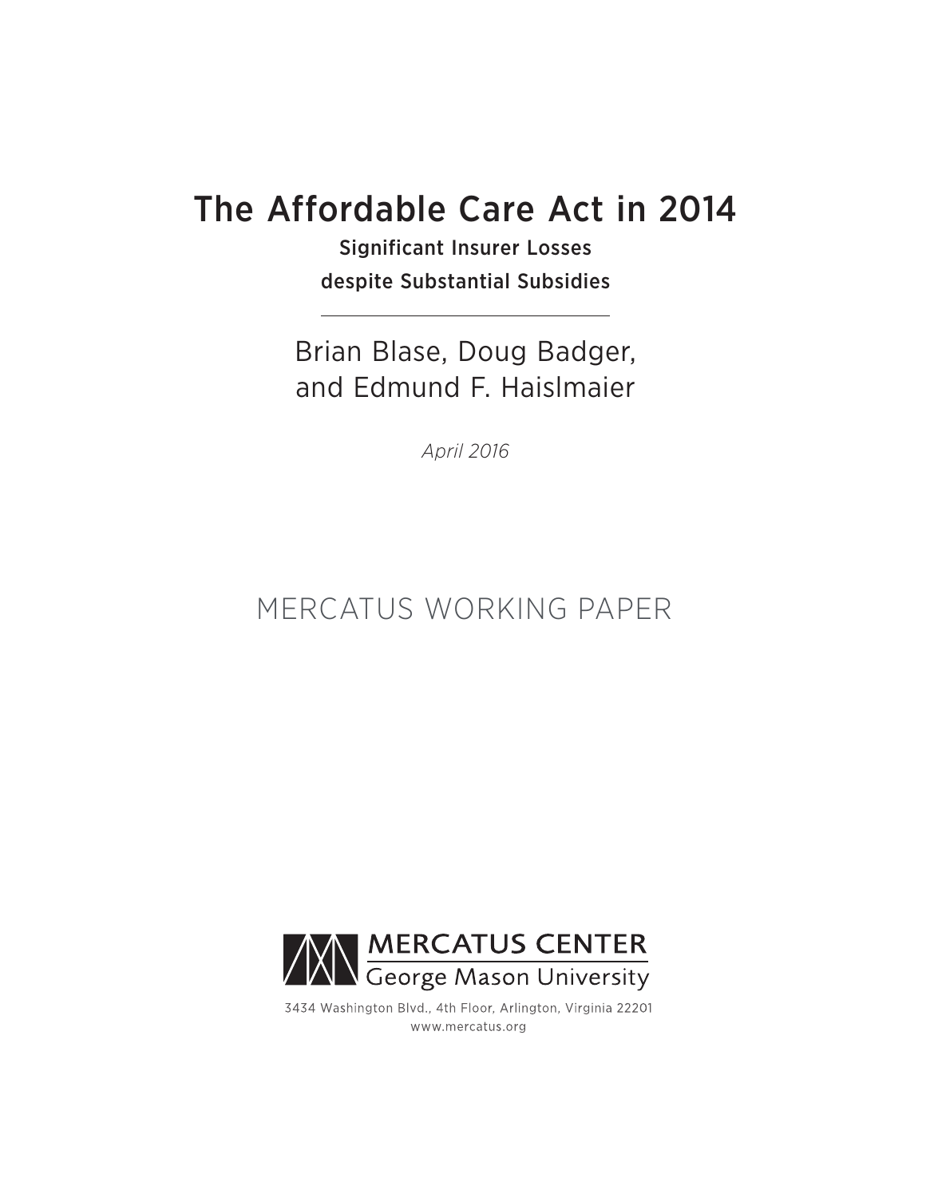# The Affordable Care Act in 2014

## Significant Insurer Losses despite Substantial Subsidies

Brian Blase, Doug Badger, and Edmund F. Haislmaier

*April 2016*

MERCATUS WORKING PAPER

MERCATUS CENTER
George Mason University

3434 Washington Blvd., 4th Floor, Arlington, Virginia 22201
www.mercatus.org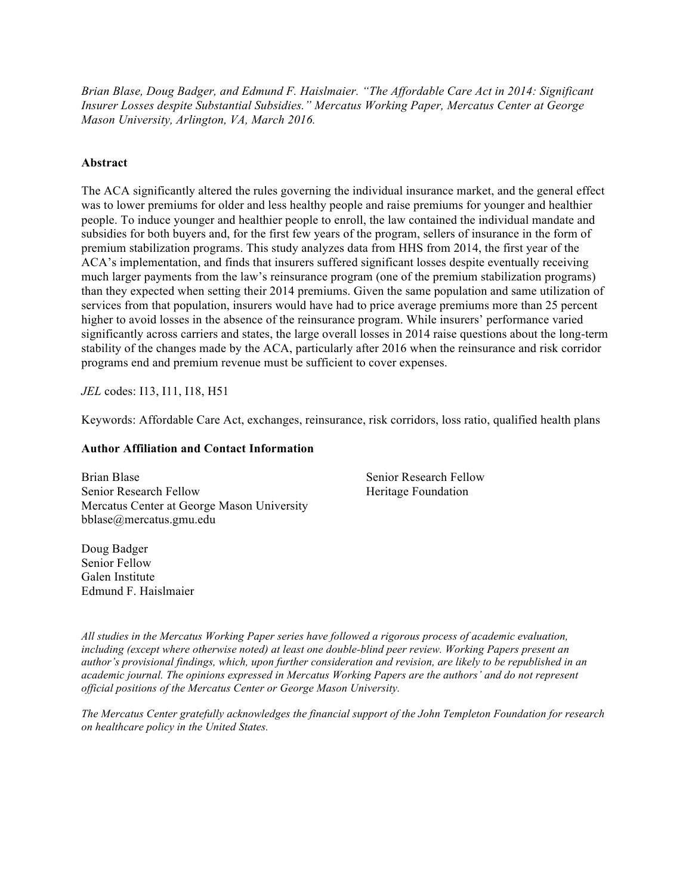*Brian Blase, Doug Badger, and Edmund F. Haislmaier. "The Affordable Care Act in 2014: Significant Insurer Losses despite Substantial Subsidies." Mercatus Working Paper, Mercatus Center at George Mason University, Arlington, VA, March 2016.*

**Abstract**

The ACA significantly altered the rules governing the individual insurance market, and the general effect was to lower premiums for older and less healthy people and raise premiums for younger and healthier people. To induce younger and healthier people to enroll, the law contained the individual mandate and subsidies for both buyers and, for the first few years of the program, sellers of insurance in the form of premium stabilization programs. This study analyzes data from HHS from 2014, the first year of the ACA's implementation, and finds that insurers suffered significant losses despite eventually receiving much larger payments from the law's reinsurance program (one of the premium stabilization programs) than they expected when setting their 2014 premiums. Given the same population and same utilization of services from that population, insurers would have had to price average premiums more than 25 percent higher to avoid losses in the absence of the reinsurance program. While insurers' performance varied significantly across carriers and states, the large overall losses in 2014 raise questions about the long-term stability of the changes made by the ACA, particularly after 2016 when the reinsurance and risk corridor programs end and premium revenue must be sufficient to cover expenses.

*JEL* codes: I13, I11, I18, H51

Keywords: Affordable Care Act, exchanges, reinsurance, risk corridors, loss ratio, qualified health plans

**Author Affiliation and Contact Information**

Brian Blase
Senior Research Fellow
Mercatus Center at George Mason University
bblase@mercatus.gmu.edu

Doug Badger
Senior Fellow
Galen Institute

Edmund F. Haislmaier
Senior Research Fellow
Heritage Foundation

*All studies in the Mercatus Working Paper series have followed a rigorous process of academic evaluation, including (except where otherwise noted) at least one double-blind peer review. Working Papers present an author's provisional findings, which, upon further consideration and revision, are likely to be republished in an academic journal. The opinions expressed in Mercatus Working Papers are the authors' and do not represent official positions of the Mercatus Center or George Mason University.*

*The Mercatus Center gratefully acknowledges the financial support of the John Templeton Foundation for research on healthcare policy in the United States.*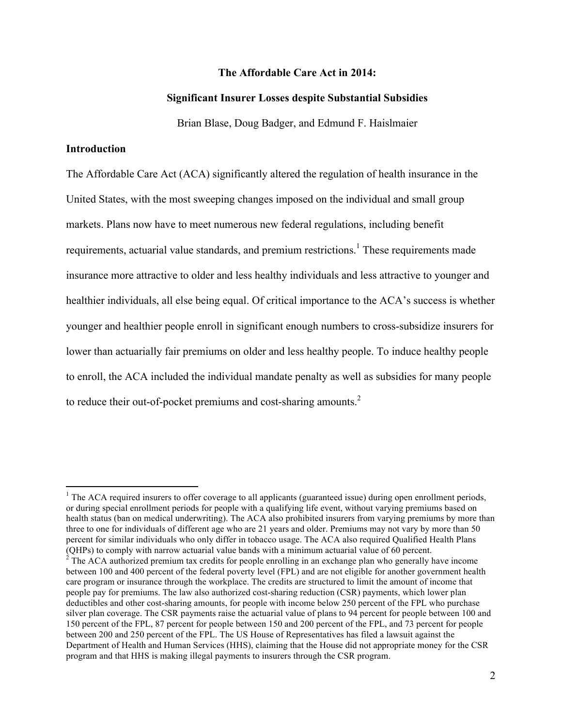**The Affordable Care Act in 2014:**

**Significant Insurer Losses despite Substantial Subsidies**

Brian Blase, Doug Badger, and Edmund F. Haislmaier

## Introduction

The Affordable Care Act (ACA) significantly altered the regulation of health insurance in the United States, with the most sweeping changes imposed on the individual and small group markets. Plans now have to meet numerous new federal regulations, including benefit requirements, actuarial value standards, and premium restrictions.[1] These requirements made insurance more attractive to older and less healthy individuals and less attractive to younger and healthier individuals, all else being equal. Of critical importance to the ACA's success is whether younger and healthier people enroll in significant enough numbers to cross-subsidize insurers for lower than actuarially fair premiums on older and less healthy people. To induce healthy people to enroll, the ACA included the individual mandate penalty as well as subsidies for many people to reduce their out-of-pocket premiums and cost-sharing amounts.[2]

---

[1] The ACA required insurers to offer coverage to all applicants (guaranteed issue) during open enrollment periods, or during special enrollment periods for people with a qualifying life event, without varying premiums based on health status (ban on medical underwriting). The ACA also prohibited insurers from varying premiums by more than three to one for individuals of different age who are 21 years and older. Premiums may not vary by more than 50 percent for similar individuals who only differ in tobacco usage. The ACA also required Qualified Health Plans (QHPs) to comply with narrow actuarial value bands with a minimum actuarial value of 60 percent.

[2] The ACA authorized premium tax credits for people enrolling in an exchange plan who generally have income between 100 and 400 percent of the federal poverty level (FPL) and are not eligible for another government health care program or insurance through the workplace. The credits are structured to limit the amount of income that people pay for premiums. The law also authorized cost-sharing reduction (CSR) payments, which lower plan deductibles and other cost-sharing amounts, for people with income below 250 percent of the FPL who purchase silver plan coverage. The CSR payments raise the actuarial value of plans to 94 percent for people between 100 and 150 percent of the FPL, 87 percent for people between 150 and 200 percent of the FPL, and 73 percent for people between 200 and 250 percent of the FPL. The US House of Representatives has filed a lawsuit against the Department of Health and Human Services (HHS), claiming that the House did not appropriate money for the CSR program and that HHS is making illegal payments to insurers through the CSR program.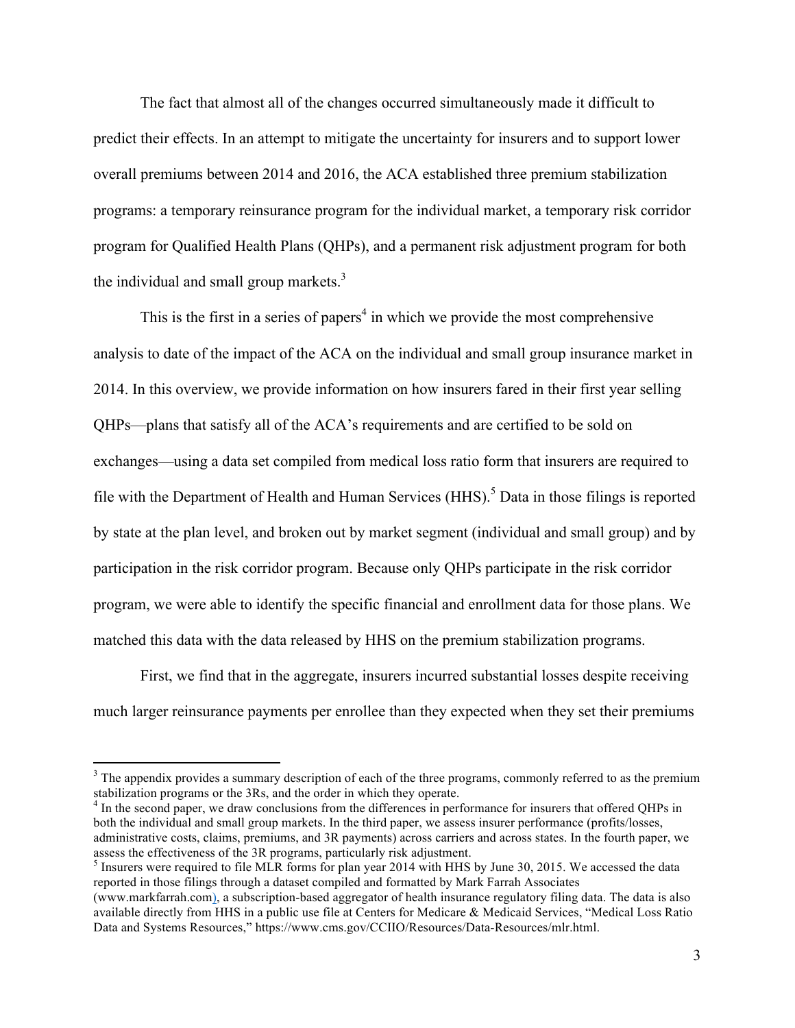The fact that almost all of the changes occurred simultaneously made it difficult to predict their effects. In an attempt to mitigate the uncertainty for insurers and to support lower overall premiums between 2014 and 2016, the ACA established three premium stabilization programs: a temporary reinsurance program for the individual market, a temporary risk corridor program for Qualified Health Plans (QHPs), and a permanent risk adjustment program for both the individual and small group markets.[3]

This is the first in a series of papers[4] in which we provide the most comprehensive analysis to date of the impact of the ACA on the individual and small group insurance market in 2014. In this overview, we provide information on how insurers fared in their first year selling QHPs—plans that satisfy all of the ACA's requirements and are certified to be sold on exchanges—using a data set compiled from medical loss ratio form that insurers are required to file with the Department of Health and Human Services (HHS).[5] Data in those filings is reported by state at the plan level, and broken out by market segment (individual and small group) and by participation in the risk corridor program. Because only QHPs participate in the risk corridor program, we were able to identify the specific financial and enrollment data for those plans. We matched this data with the data released by HHS on the premium stabilization programs.

First, we find that in the aggregate, insurers incurred substantial losses despite receiving much larger reinsurance payments per enrollee than they expected when they set their premiums

---

[3] The appendix provides a summary description of each of the three programs, commonly referred to as the premium stabilization programs or the 3Rs, and the order in which they operate.

[4] In the second paper, we draw conclusions from the differences in performance for insurers that offered QHPs in both the individual and small group markets. In the third paper, we assess insurer performance (profits/losses, administrative costs, claims, premiums, and 3R payments) across carriers and across states. In the fourth paper, we assess the effectiveness of the 3R programs, particularly risk adjustment.

[5] Insurers were required to file MLR forms for plan year 2014 with HHS by June 30, 2015. We accessed the data reported in those filings through a dataset compiled and formatted by Mark Farrah Associates (www.markfarrah.com), a subscription-based aggregator of health insurance regulatory filing data. The data is also available directly from HHS in a public use file at Centers for Medicare & Medicaid Services, "Medical Loss Ratio Data and Systems Resources," https://www.cms.gov/CCIIO/Resources/Data-Resources/mlr.html.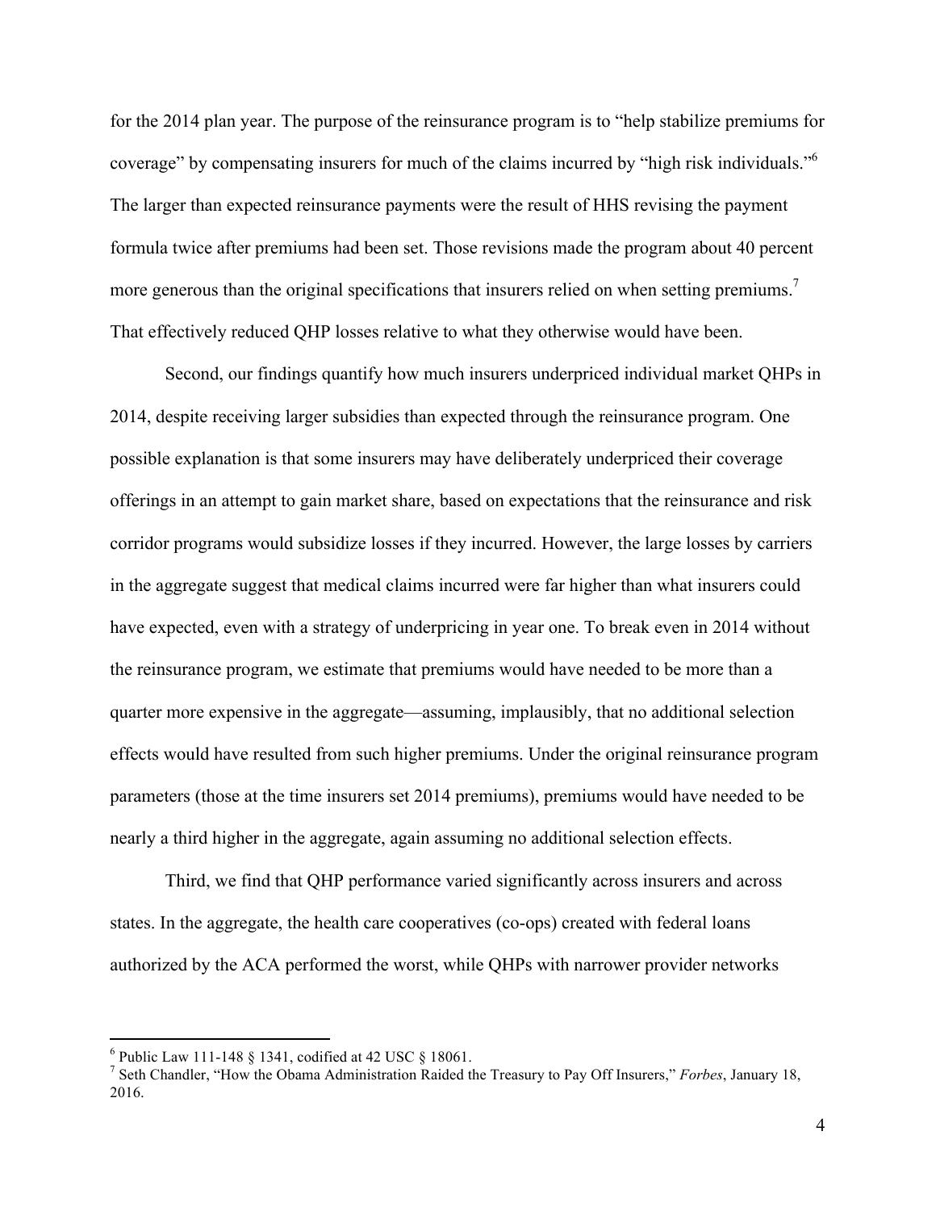for the 2014 plan year. The purpose of the reinsurance program is to "help stabilize premiums for coverage" by compensating insurers for much of the claims incurred by "high risk individuals."[6] The larger than expected reinsurance payments were the result of HHS revising the payment formula twice after premiums had been set. Those revisions made the program about 40 percent more generous than the original specifications that insurers relied on when setting premiums.[7] That effectively reduced QHP losses relative to what they otherwise would have been.

Second, our findings quantify how much insurers underpriced individual market QHPs in 2014, despite receiving larger subsidies than expected through the reinsurance program. One possible explanation is that some insurers may have deliberately underpriced their coverage offerings in an attempt to gain market share, based on expectations that the reinsurance and risk corridor programs would subsidize losses if they incurred. However, the large losses by carriers in the aggregate suggest that medical claims incurred were far higher than what insurers could have expected, even with a strategy of underpricing in year one. To break even in 2014 without the reinsurance program, we estimate that premiums would have needed to be more than a quarter more expensive in the aggregate—assuming, implausibly, that no additional selection effects would have resulted from such higher premiums. Under the original reinsurance program parameters (those at the time insurers set 2014 premiums), premiums would have needed to be nearly a third higher in the aggregate, again assuming no additional selection effects.

Third, we find that QHP performance varied significantly across insurers and across states. In the aggregate, the health care cooperatives (co-ops) created with federal loans authorized by the ACA performed the worst, while QHPs with narrower provider networks

---

[6] Public Law 111-148 § 1341, codified at 42 USC § 18061.

[7] Seth Chandler, "How the Obama Administration Raided the Treasury to Pay Off Insurers," *Forbes*, January 18, 2016.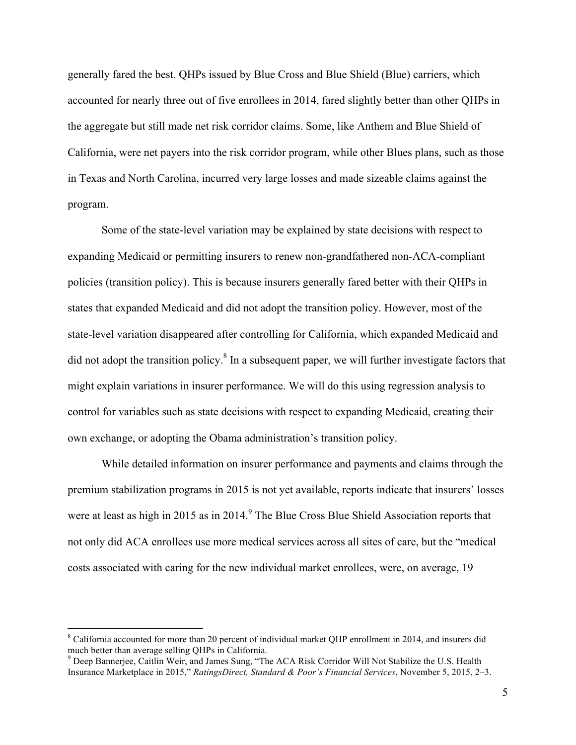generally fared the best. QHPs issued by Blue Cross and Blue Shield (Blue) carriers, which accounted for nearly three out of five enrollees in 2014, fared slightly better than other QHPs in the aggregate but still made net risk corridor claims. Some, like Anthem and Blue Shield of California, were net payers into the risk corridor program, while other Blues plans, such as those in Texas and North Carolina, incurred very large losses and made sizeable claims against the program.

Some of the state-level variation may be explained by state decisions with respect to expanding Medicaid or permitting insurers to renew non-grandfathered non-ACA-compliant policies (transition policy). This is because insurers generally fared better with their QHPs in states that expanded Medicaid and did not adopt the transition policy. However, most of the state-level variation disappeared after controlling for California, which expanded Medicaid and did not adopt the transition policy.[8] In a subsequent paper, we will further investigate factors that might explain variations in insurer performance. We will do this using regression analysis to control for variables such as state decisions with respect to expanding Medicaid, creating their own exchange, or adopting the Obama administration's transition policy.

While detailed information on insurer performance and payments and claims through the premium stabilization programs in 2015 is not yet available, reports indicate that insurers' losses were at least as high in 2015 as in 2014.[9] The Blue Cross Blue Shield Association reports that not only did ACA enrollees use more medical services across all sites of care, but the "medical costs associated with caring for the new individual market enrollees, were, on average, 19

---

[8] California accounted for more than 20 percent of individual market QHP enrollment in 2014, and insurers did much better than average selling QHPs in California.

[9] Deep Bannerjee, Caitlin Weir, and James Sung, "The ACA Risk Corridor Will Not Stabilize the U.S. Health Insurance Marketplace in 2015," *RatingsDirect, Standard & Poor's Financial Services*, November 5, 2015, 2–3.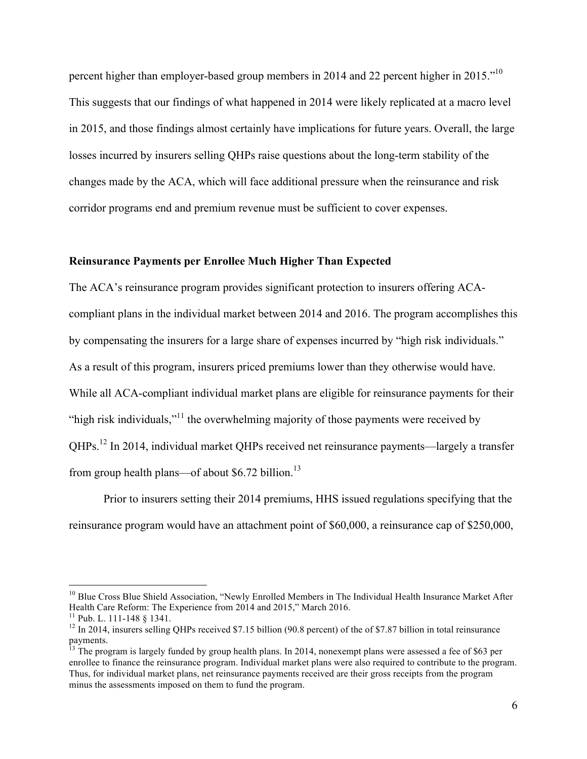percent higher than employer-based group members in 2014 and 22 percent higher in 2015."[10] This suggests that our findings of what happened in 2014 were likely replicated at a macro level in 2015, and those findings almost certainly have implications for future years. Overall, the large losses incurred by insurers selling QHPs raise questions about the long-term stability of the changes made by the ACA, which will face additional pressure when the reinsurance and risk corridor programs end and premium revenue must be sufficient to cover expenses.

**Reinsurance Payments per Enrollee Much Higher Than Expected**

The ACA's reinsurance program provides significant protection to insurers offering ACA-compliant plans in the individual market between 2014 and 2016. The program accomplishes this by compensating the insurers for a large share of expenses incurred by "high risk individuals." As a result of this program, insurers priced premiums lower than they otherwise would have. While all ACA-compliant individual market plans are eligible for reinsurance payments for their "high risk individuals,"[11] the overwhelming majority of those payments were received by QHPs.[12] In 2014, individual market QHPs received net reinsurance payments—largely a transfer from group health plans—of about $6.72 billion.[13]

Prior to insurers setting their 2014 premiums, HHS issued regulations specifying that the reinsurance program would have an attachment point of $60,000, a reinsurance cap of $250,000,

---

[10] Blue Cross Blue Shield Association, "Newly Enrolled Members in The Individual Health Insurance Market After Health Care Reform: The Experience from 2014 and 2015," March 2016.

[11] Pub. L. 111-148 § 1341.

[12] In 2014, insurers selling QHPs received $7.15 billion (90.8 percent) of the of $7.87 billion in total reinsurance payments.

[13] The program is largely funded by group health plans. In 2014, nonexempt plans were assessed a fee of $63 per enrollee to finance the reinsurance program. Individual market plans were also required to contribute to the program. Thus, for individual market plans, net reinsurance payments received are their gross receipts from the program minus the assessments imposed on them to fund the program.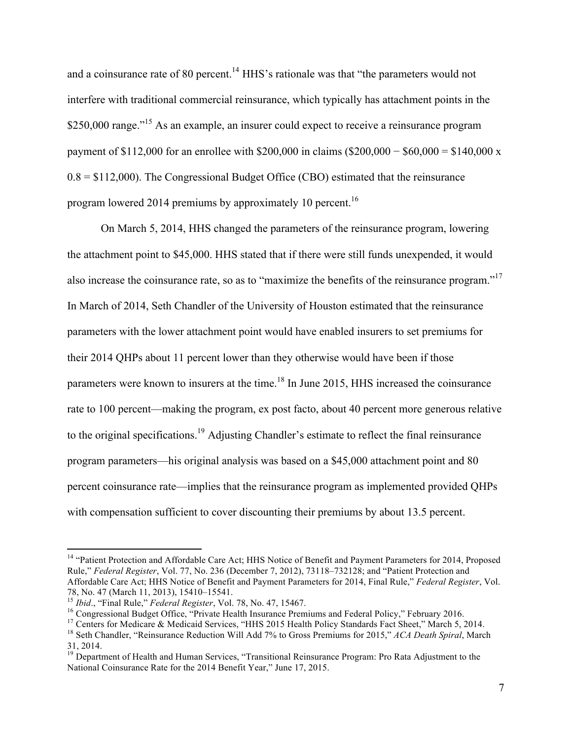and a coinsurance rate of 80 percent.[14] HHS's rationale was that "the parameters would not interfere with traditional commercial reinsurance, which typically has attachment points in the $250,000 range."[15] As an example, an insurer could expect to receive a reinsurance program payment of $112,000 for an enrollee with $200,000 in claims ($200,000 − $60,000 = $140,000 x 0.8 = $112,000). The Congressional Budget Office (CBO) estimated that the reinsurance program lowered 2014 premiums by approximately 10 percent.[16]

On March 5, 2014, HHS changed the parameters of the reinsurance program, lowering the attachment point to $45,000. HHS stated that if there were still funds unexpended, it would also increase the coinsurance rate, so as to "maximize the benefits of the reinsurance program."[17] In March of 2014, Seth Chandler of the University of Houston estimated that the reinsurance parameters with the lower attachment point would have enabled insurers to set premiums for their 2014 QHPs about 11 percent lower than they otherwise would have been if those parameters were known to insurers at the time.[18] In June 2015, HHS increased the coinsurance rate to 100 percent—making the program, ex post facto, about 40 percent more generous relative to the original specifications.[19] Adjusting Chandler's estimate to reflect the final reinsurance program parameters—his original analysis was based on a $45,000 attachment point and 80 percent coinsurance rate—implies that the reinsurance program as implemented provided QHPs with compensation sufficient to cover discounting their premiums by about 13.5 percent.

---

[14] "Patient Protection and Affordable Care Act; HHS Notice of Benefit and Payment Parameters for 2014, Proposed Rule," *Federal Register*, Vol. 77, No. 236 (December 7, 2012), 73118–732128; and "Patient Protection and Affordable Care Act; HHS Notice of Benefit and Payment Parameters for 2014, Final Rule," *Federal Register*, Vol. 78, No. 47 (March 11, 2013), 15410–15541.

[15] *Ibid*., "Final Rule," *Federal Register*, Vol. 78, No. 47, 15467.

[16] Congressional Budget Office, "Private Health Insurance Premiums and Federal Policy," February 2016.

[17] Centers for Medicare & Medicaid Services, "HHS 2015 Health Policy Standards Fact Sheet," March 5, 2014.

[18] Seth Chandler, "Reinsurance Reduction Will Add 7% to Gross Premiums for 2015," *ACA Death Spiral*, March 31, 2014.

[19] Department of Health and Human Services, "Transitional Reinsurance Program: Pro Rata Adjustment to the National Coinsurance Rate for the 2014 Benefit Year," June 17, 2015.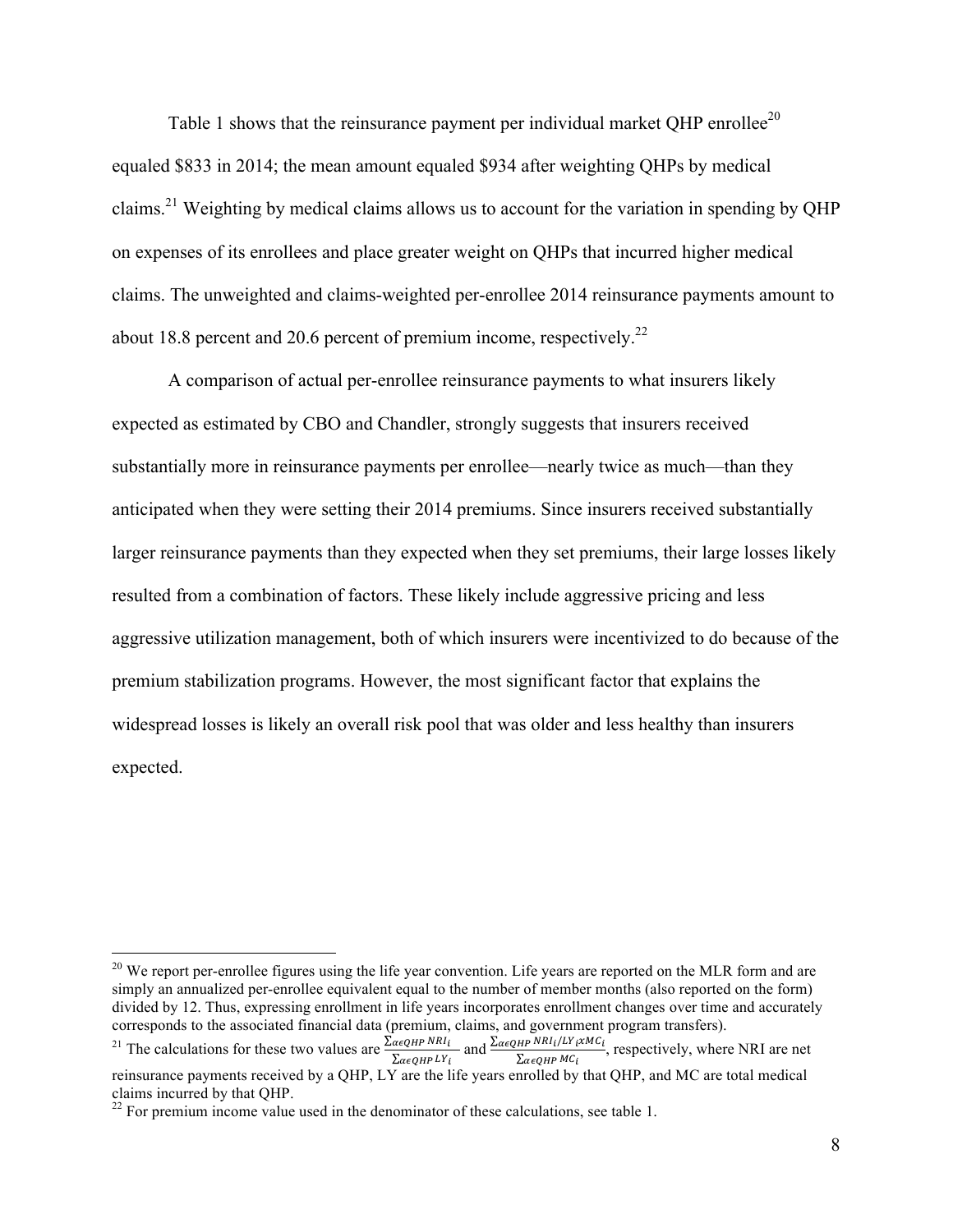Table 1 shows that the reinsurance payment per individual market QHP enrollee[20] equaled $833 in 2014; the mean amount equaled $934 after weighting QHPs by medical claims.[21] Weighting by medical claims allows us to account for the variation in spending by QHP on expenses of its enrollees and place greater weight on QHPs that incurred higher medical claims. The unweighted and claims-weighted per-enrollee 2014 reinsurance payments amount to about 18.8 percent and 20.6 percent of premium income, respectively.[22]

A comparison of actual per-enrollee reinsurance payments to what insurers likely expected as estimated by CBO and Chandler, strongly suggests that insurers received substantially more in reinsurance payments per enrollee—nearly twice as much—than they anticipated when they were setting their 2014 premiums. Since insurers received substantially larger reinsurance payments than they expected when they set premiums, their large losses likely resulted from a combination of factors. These likely include aggressive pricing and less aggressive utilization management, both of which insurers were incentivized to do because of the premium stabilization programs. However, the most significant factor that explains the widespread losses is likely an overall risk pool that was older and less healthy than insurers expected.

---

[20] We report per-enrollee figures using the life year convention. Life years are reported on the MLR form and are simply an annualized per-enrollee equivalent equal to the number of member months (also reported on the form) divided by 12. Thus, expressing enrollment in life years incorporates enrollment changes over time and accurately corresponds to the associated financial data (premium, claims, and government program transfers).

[21] The calculations for these two values are $\frac{\sum_{\alpha \epsilon QHP} NRI_i}{\sum_{\alpha \epsilon QHP} LY_i}$ and $\frac{\sum_{\alpha \epsilon QHP} NRI_i / LY_i x MC_i}{\sum_{\alpha \epsilon QHP} MC_i}$, respectively, where NRI are net reinsurance payments received by a QHP, LY are the life years enrolled by that QHP, and MC are total medical claims incurred by that QHP.

[22] For premium income value used in the denominator of these calculations, see table 1.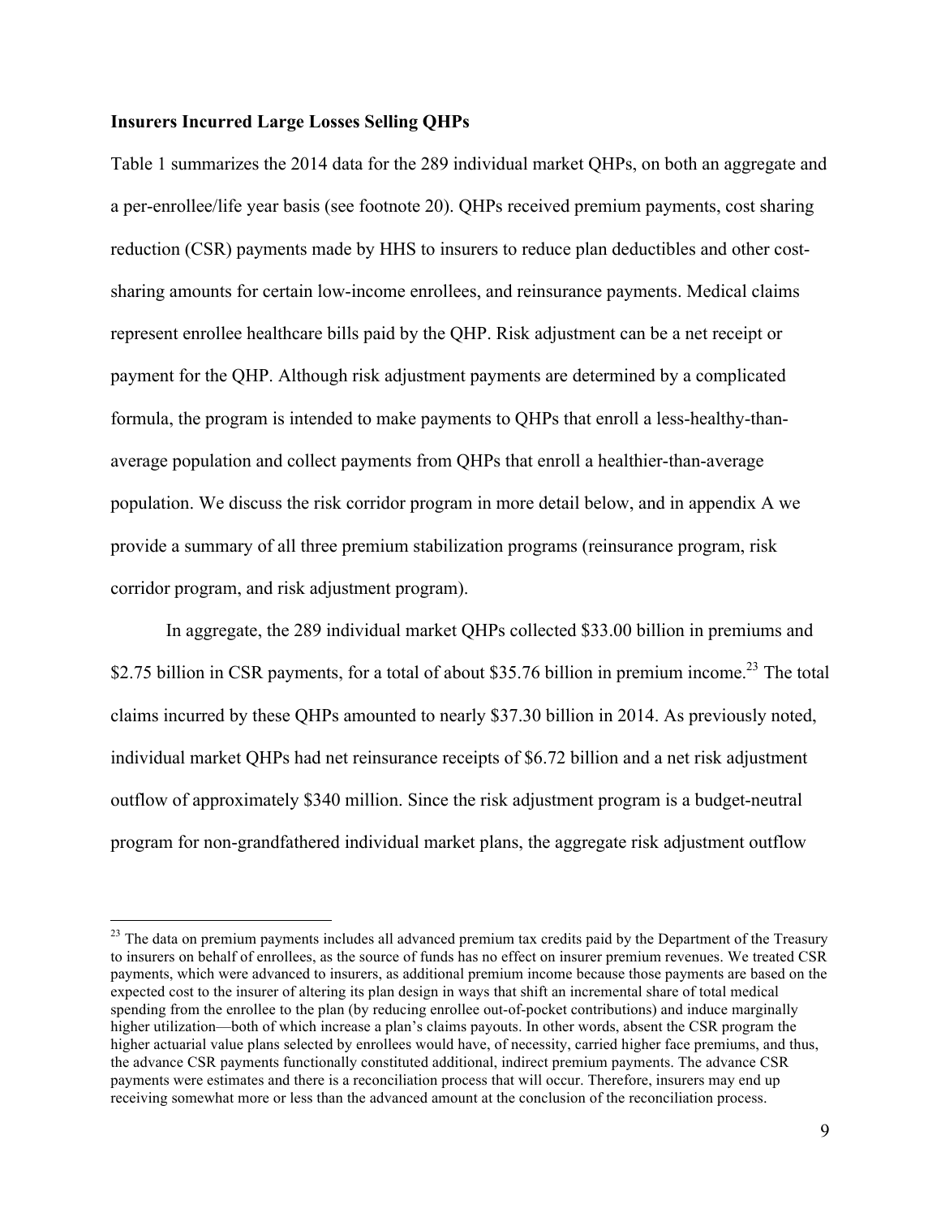**Insurers Incurred Large Losses Selling QHPs**

Table 1 summarizes the 2014 data for the 289 individual market QHPs, on both an aggregate and a per-enrollee/life year basis (see footnote 20). QHPs received premium payments, cost sharing reduction (CSR) payments made by HHS to insurers to reduce plan deductibles and other cost-sharing amounts for certain low-income enrollees, and reinsurance payments. Medical claims represent enrollee healthcare bills paid by the QHP. Risk adjustment can be a net receipt or payment for the QHP. Although risk adjustment payments are determined by a complicated formula, the program is intended to make payments to QHPs that enroll a less-healthy-than-average population and collect payments from QHPs that enroll a healthier-than-average population. We discuss the risk corridor program in more detail below, and in appendix A we provide a summary of all three premium stabilization programs (reinsurance program, risk corridor program, and risk adjustment program).

In aggregate, the 289 individual market QHPs collected $33.00 billion in premiums and $2.75 billion in CSR payments, for a total of about $35.76 billion in premium income.[23] The total claims incurred by these QHPs amounted to nearly $37.30 billion in 2014. As previously noted, individual market QHPs had net reinsurance receipts of $6.72 billion and a net risk adjustment outflow of approximately $340 million. Since the risk adjustment program is a budget-neutral program for non-grandfathered individual market plans, the aggregate risk adjustment outflow

[23] The data on premium payments includes all advanced premium tax credits paid by the Department of the Treasury to insurers on behalf of enrollees, as the source of funds has no effect on insurer premium revenues. We treated CSR payments, which were advanced to insurers, as additional premium income because those payments are based on the expected cost to the insurer of altering its plan design in ways that shift an incremental share of total medical spending from the enrollee to the plan (by reducing enrollee out-of-pocket contributions) and induce marginally higher utilization—both of which increase a plan's claims payouts. In other words, absent the CSR program the higher actuarial value plans selected by enrollees would have, of necessity, carried higher face premiums, and thus, the advance CSR payments functionally constituted additional, indirect premium payments. The advance CSR payments were estimates and there is a reconciliation process that will occur. Therefore, insurers may end up receiving somewhat more or less than the advanced amount at the conclusion of the reconciliation process.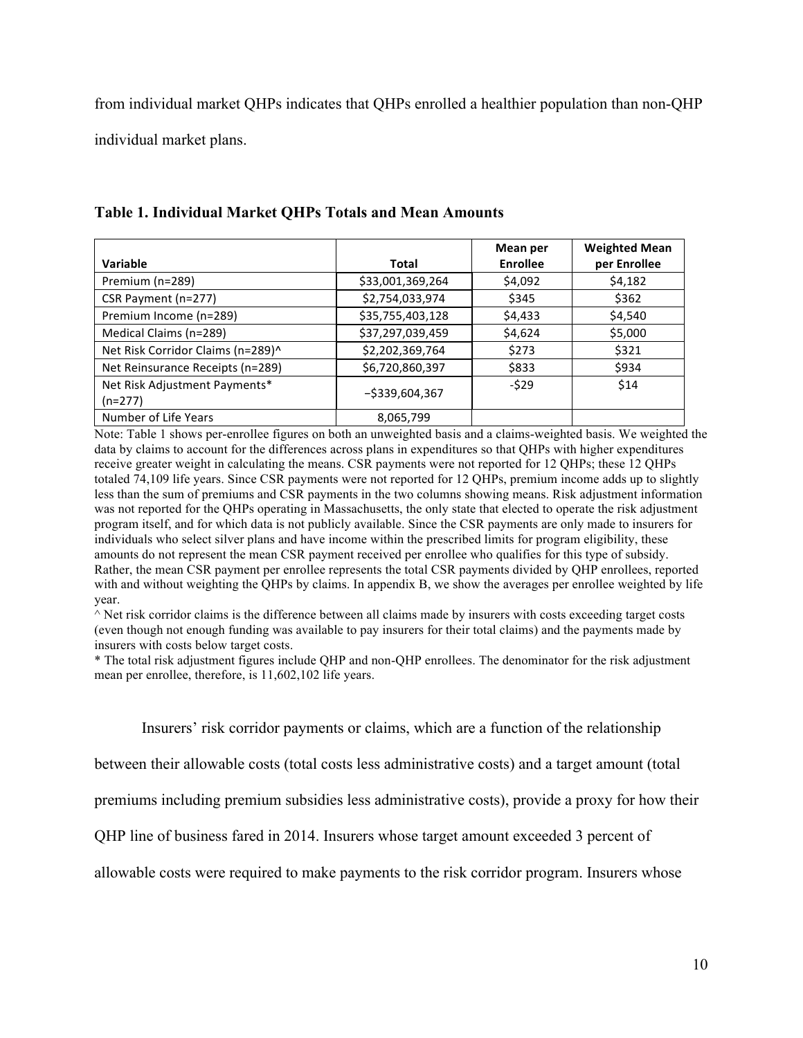from individual market QHPs indicates that QHPs enrolled a healthier population than non-QHP individual market plans.

**Table 1. Individual Market QHPs Totals and Mean Amounts**

| Variable | Total | Mean per Enrollee | Weighted Mean per Enrollee |
|---|---|---|---|
| Premium (n=289) | $33,001,369,264 | $4,092 | $4,182 |
| CSR Payment (n=277) | $2,754,033,974 | $345 | $362 |
| Premium Income (n=289) | $35,755,403,128 | $4,433 | $4,540 |
| Medical Claims (n=289) | $37,297,039,459 | $4,624 | $5,000 |
| Net Risk Corridor Claims (n=289)^ | $2,202,369,764 | $273 | $321 |
| Net Reinsurance Receipts (n=289) | $6,720,860,397 | $833 | $934 |
| Net Risk Adjustment Payments* (n=277) | −$339,604,367 | -$29 | $14 |
| Number of Life Years | 8,065,799 | | |

Note: Table 1 shows per-enrollee figures on both an unweighted basis and a claims-weighted basis. We weighted the data by claims to account for the differences across plans in expenditures so that QHPs with higher expenditures receive greater weight in calculating the means. CSR payments were not reported for 12 QHPs; these 12 QHPs totaled 74,109 life years. Since CSR payments were not reported for 12 QHPs, premium income adds up to slightly less than the sum of premiums and CSR payments in the two columns showing means. Risk adjustment information was not reported for the QHPs operating in Massachusetts, the only state that elected to operate the risk adjustment program itself, and for which data is not publicly available. Since the CSR payments are only made to insurers for individuals who select silver plans and have income within the prescribed limits for program eligibility, these amounts do not represent the mean CSR payment received per enrollee who qualifies for this type of subsidy. Rather, the mean CSR payment per enrollee represents the total CSR payments divided by QHP enrollees, reported with and without weighting the QHPs by claims. In appendix B, we show the averages per enrollee weighted by life year.

^ Net risk corridor claims is the difference between all claims made by insurers with costs exceeding target costs (even though not enough funding was available to pay insurers for their total claims) and the payments made by insurers with costs below target costs.

* The total risk adjustment figures include QHP and non-QHP enrollees. The denominator for the risk adjustment mean per enrollee, therefore, is 11,602,102 life years.

Insurers' risk corridor payments or claims, which are a function of the relationship between their allowable costs (total costs less administrative costs) and a target amount (total premiums including premium subsidies less administrative costs), provide a proxy for how their QHP line of business fared in 2014. Insurers whose target amount exceeded 3 percent of allowable costs were required to make payments to the risk corridor program. Insurers whose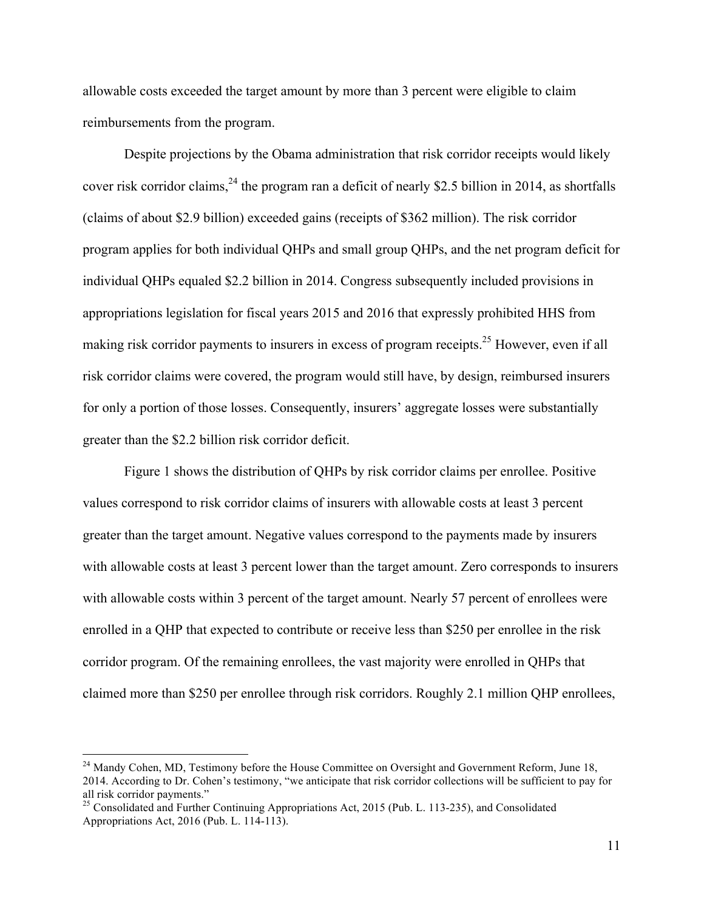allowable costs exceeded the target amount by more than 3 percent were eligible to claim reimbursements from the program.

Despite projections by the Obama administration that risk corridor receipts would likely cover risk corridor claims,[24] the program ran a deficit of nearly $2.5 billion in 2014, as shortfalls (claims of about $2.9 billion) exceeded gains (receipts of $362 million). The risk corridor program applies for both individual QHPs and small group QHPs, and the net program deficit for individual QHPs equaled $2.2 billion in 2014. Congress subsequently included provisions in appropriations legislation for fiscal years 2015 and 2016 that expressly prohibited HHS from making risk corridor payments to insurers in excess of program receipts.[25] However, even if all risk corridor claims were covered, the program would still have, by design, reimbursed insurers for only a portion of those losses. Consequently, insurers' aggregate losses were substantially greater than the $2.2 billion risk corridor deficit.

Figure 1 shows the distribution of QHPs by risk corridor claims per enrollee. Positive values correspond to risk corridor claims of insurers with allowable costs at least 3 percent greater than the target amount. Negative values correspond to the payments made by insurers with allowable costs at least 3 percent lower than the target amount. Zero corresponds to insurers with allowable costs within 3 percent of the target amount. Nearly 57 percent of enrollees were enrolled in a QHP that expected to contribute or receive less than $250 per enrollee in the risk corridor program. Of the remaining enrollees, the vast majority were enrolled in QHPs that claimed more than $250 per enrollee through risk corridors. Roughly 2.1 million QHP enrollees,

---

[24] Mandy Cohen, MD, Testimony before the House Committee on Oversight and Government Reform, June 18, 2014. According to Dr. Cohen's testimony, "we anticipate that risk corridor collections will be sufficient to pay for all risk corridor payments."

[25] Consolidated and Further Continuing Appropriations Act, 2015 (Pub. L. 113-235), and Consolidated Appropriations Act, 2016 (Pub. L. 114-113).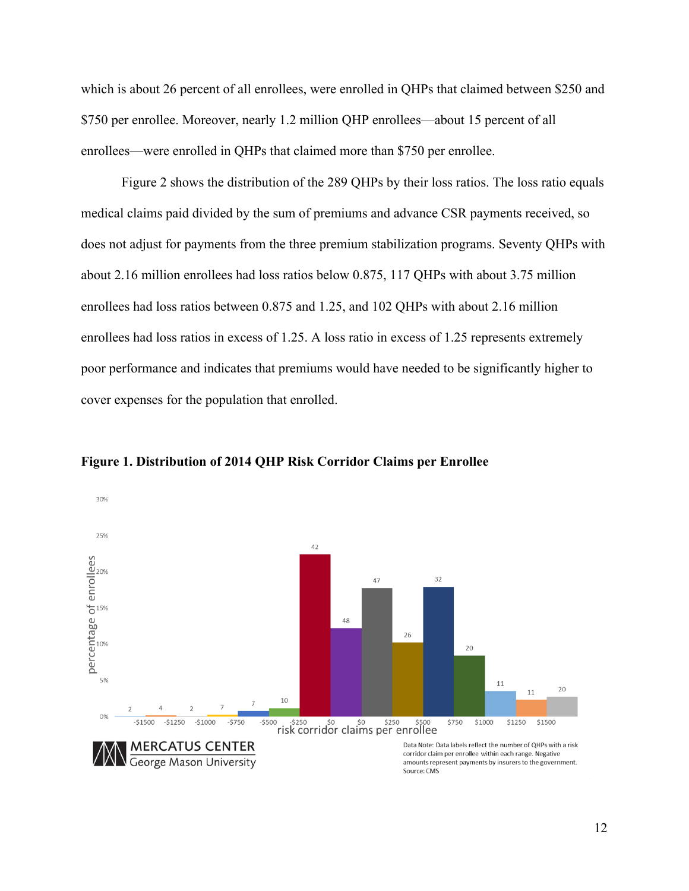which is about 26 percent of all enrollees, were enrolled in QHPs that claimed between $250 and $750 per enrollee. Moreover, nearly 1.2 million QHP enrollees—about 15 percent of all enrollees—were enrolled in QHPs that claimed more than $750 per enrollee.

Figure 2 shows the distribution of the 289 QHPs by their loss ratios. The loss ratio equals medical claims paid divided by the sum of premiums and advance CSR payments received, so does not adjust for payments from the three premium stabilization programs. Seventy QHPs with about 2.16 million enrollees had loss ratios below 0.875, 117 QHPs with about 3.75 million enrollees had loss ratios between 0.875 and 1.25, and 102 QHPs with about 2.16 million enrollees had loss ratios in excess of 1.25. A loss ratio in excess of 1.25 represents extremely poor performance and indicates that premiums would have needed to be significantly higher to cover expenses for the population that enrolled.

**Figure 1. Distribution of 2014 QHP Risk Corridor Claims per Enrollee**

Data Note: Data labels reflect the number of QHPs with a risk corridor claim per enrollee within each range. Negative amounts represent payments by insurers to the government. Source: CMS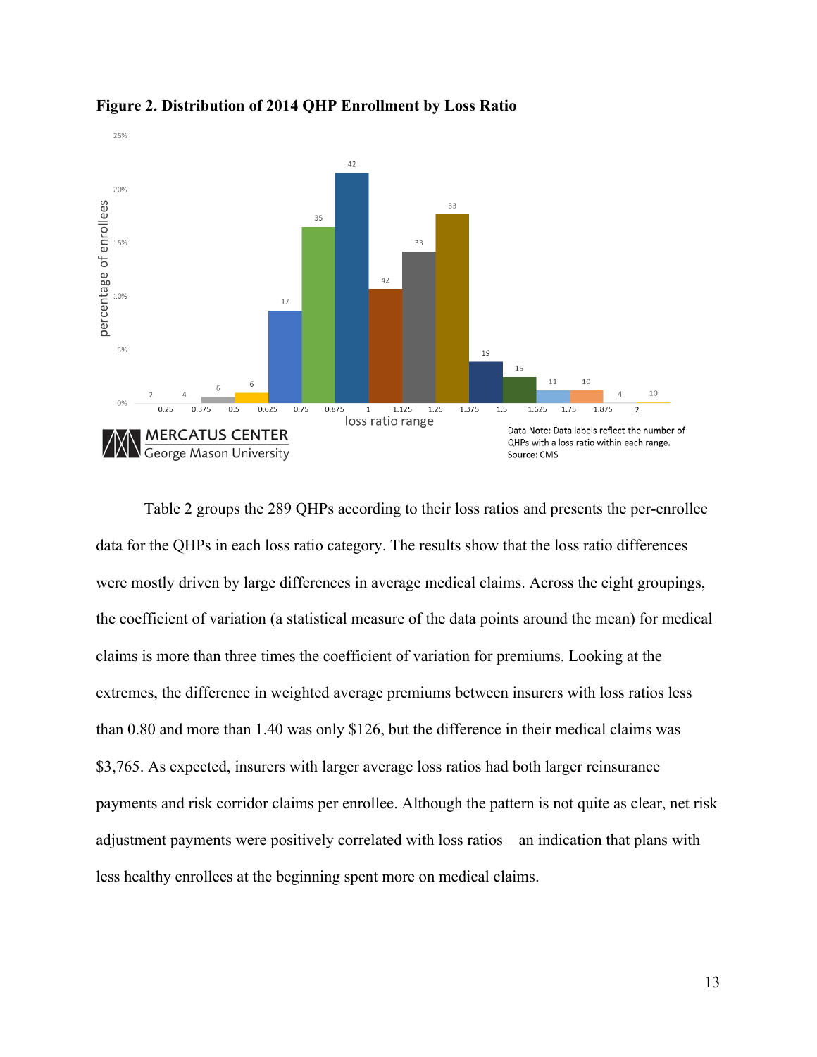**Figure 2. Distribution of 2014 QHP Enrollment by Loss Ratio**

Data Note: Data labels reflect the number of QHPs with a loss ratio within each range.
Source: CMS

Table 2 groups the 289 QHPs according to their loss ratios and presents the per-enrollee data for the QHPs in each loss ratio category. The results show that the loss ratio differences were mostly driven by large differences in average medical claims. Across the eight groupings, the coefficient of variation (a statistical measure of the data points around the mean) for medical claims is more than three times the coefficient of variation for premiums. Looking at the extremes, the difference in weighted average premiums between insurers with loss ratios less than 0.80 and more than 1.40 was only $126, but the difference in their medical claims was $3,765. As expected, insurers with larger average loss ratios had both larger reinsurance payments and risk corridor claims per enrollee. Although the pattern is not quite as clear, net risk adjustment payments were positively correlated with loss ratios—an indication that plans with less healthy enrollees at the beginning spent more on medical claims.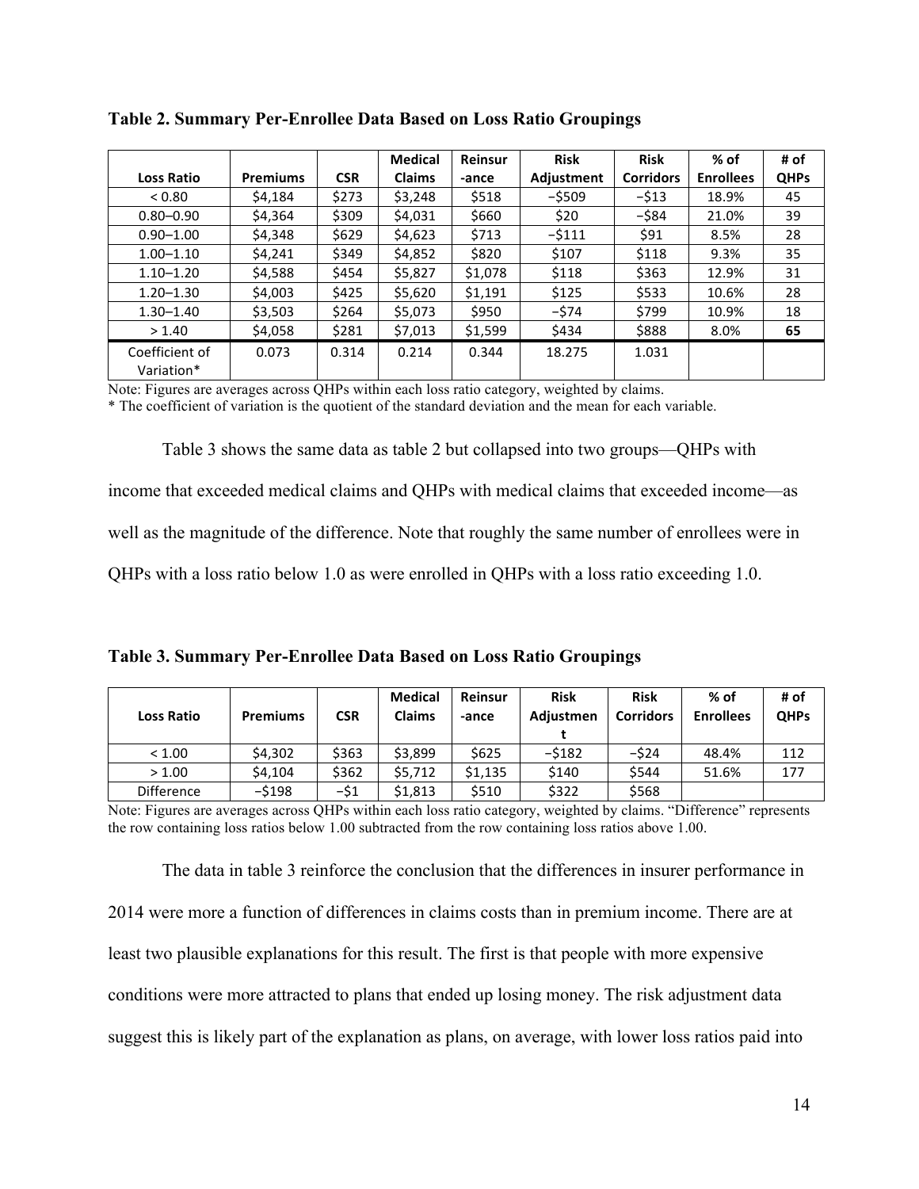**Table 2. Summary Per-Enrollee Data Based on Loss Ratio Groupings**

| Loss Ratio | Premiums | CSR | Medical Claims | Reinsur-ance | Risk Adjustment | Risk Corridors | % of Enrollees | # of QHPs |
|---|---|---|---|---|---|---|---|---|
| < 0.80 | $4,184 | $273 | $3,248 | $518 | −$509 | −$13 | 18.9% | 45 |
| 0.80–0.90 | $4,364 | $309 | $4,031 | $660 | $20 | −$84 | 21.0% | 39 |
| 0.90–1.00 | $4,348 | $629 | $4,623 | $713 | −$111 | $91 | 8.5% | 28 |
| 1.00–1.10 | $4,241 | $349 | $4,852 | $820 | $107 | $118 | 9.3% | 35 |
| 1.10–1.20 | $4,588 | $454 | $5,827 | $1,078 | $118 | $363 | 12.9% | 31 |
| 1.20–1.30 | $4,003 | $425 | $5,620 | $1,191 | $125 | $533 | 10.6% | 28 |
| 1.30–1.40 | $3,503 | $264 | $5,073 | $950 | −$74 | $799 | 10.9% | 18 |
| > 1.40 | $4,058 | $281 | $7,013 | $1,599 | $434 | $888 | 8.0% | **65** |
| Coefficient of Variation* | 0.073 | 0.314 | 0.214 | 0.344 | 18.275 | 1.031 | | |

Note: Figures are averages across QHPs within each loss ratio category, weighted by claims.
* The coefficient of variation is the quotient of the standard deviation and the mean for each variable.

Table 3 shows the same data as table 2 but collapsed into two groups—QHPs with income that exceeded medical claims and QHPs with medical claims that exceeded income—as well as the magnitude of the difference. Note that roughly the same number of enrollees were in QHPs with a loss ratio below 1.0 as were enrolled in QHPs with a loss ratio exceeding 1.0.

**Table 3. Summary Per-Enrollee Data Based on Loss Ratio Groupings**

| Loss Ratio | Premiums | CSR | Medical Claims | Reinsur-ance | Risk Adjustment | Risk Corridors | % of Enrollees | # of QHPs |
|---|---|---|---|---|---|---|---|---|
| < 1.00 | $4,302 | $363 | $3,899 | $625 | −$182 | −$24 | 48.4% | 112 |
| > 1.00 | $4,104 | $362 | $5,712 | $1,135 | $140 | $544 | 51.6% | 177 |
| Difference | −$198 | −$1 | $1,813 | $510 | $322 | $568 | | |

Note: Figures are averages across QHPs within each loss ratio category, weighted by claims. "Difference" represents the row containing loss ratios below 1.00 subtracted from the row containing loss ratios above 1.00.

The data in table 3 reinforce the conclusion that the differences in insurer performance in 2014 were more a function of differences in claims costs than in premium income. There are at least two plausible explanations for this result. The first is that people with more expensive conditions were more attracted to plans that ended up losing money. The risk adjustment data suggest this is likely part of the explanation as plans, on average, with lower loss ratios paid into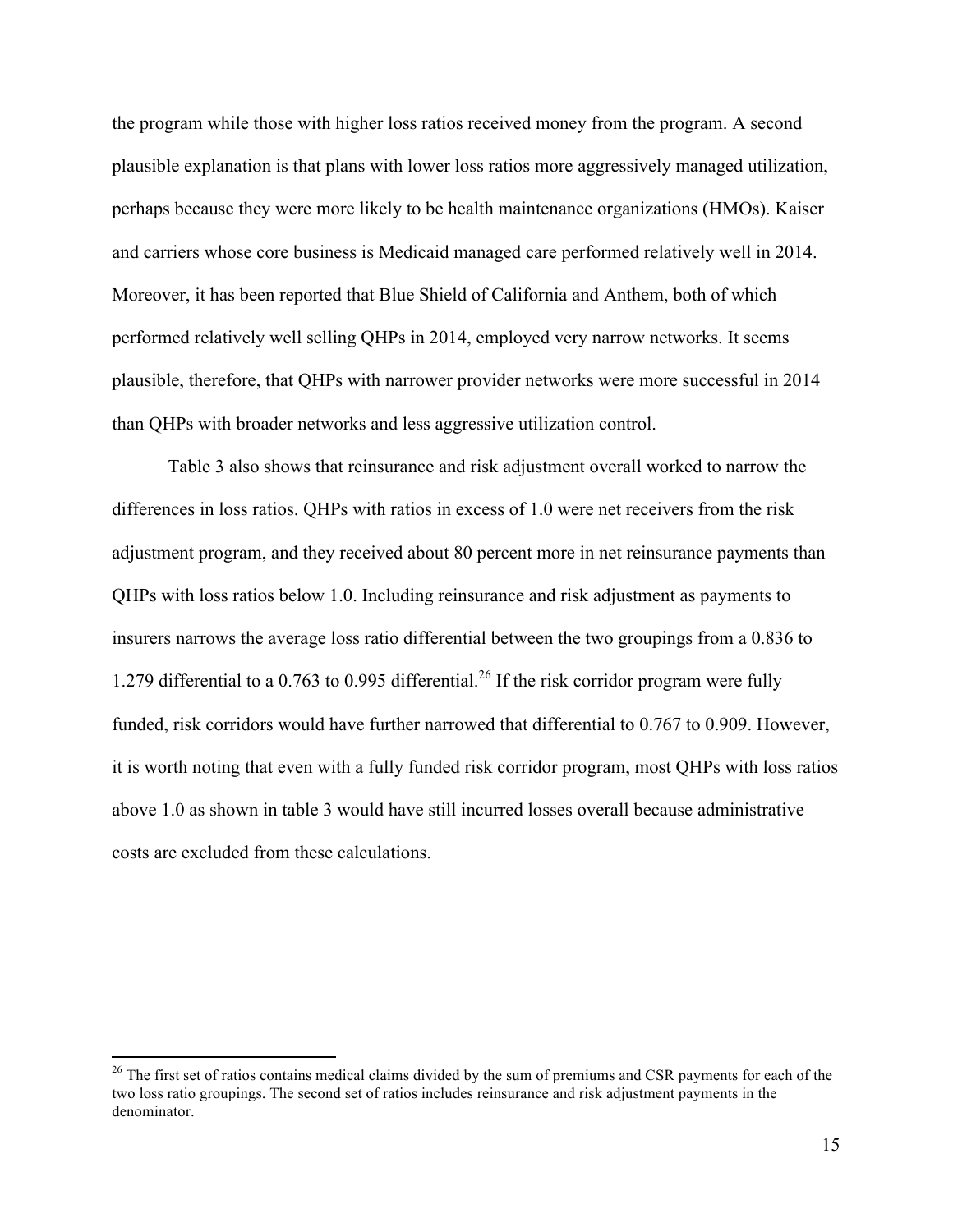the program while those with higher loss ratios received money from the program. A second plausible explanation is that plans with lower loss ratios more aggressively managed utilization, perhaps because they were more likely to be health maintenance organizations (HMOs). Kaiser and carriers whose core business is Medicaid managed care performed relatively well in 2014. Moreover, it has been reported that Blue Shield of California and Anthem, both of which performed relatively well selling QHPs in 2014, employed very narrow networks. It seems plausible, therefore, that QHPs with narrower provider networks were more successful in 2014 than QHPs with broader networks and less aggressive utilization control.

Table 3 also shows that reinsurance and risk adjustment overall worked to narrow the differences in loss ratios. QHPs with ratios in excess of 1.0 were net receivers from the risk adjustment program, and they received about 80 percent more in net reinsurance payments than QHPs with loss ratios below 1.0. Including reinsurance and risk adjustment as payments to insurers narrows the average loss ratio differential between the two groupings from a 0.836 to 1.279 differential to a 0.763 to 0.995 differential.[26] If the risk corridor program were fully funded, risk corridors would have further narrowed that differential to 0.767 to 0.909. However, it is worth noting that even with a fully funded risk corridor program, most QHPs with loss ratios above 1.0 as shown in table 3 would have still incurred losses overall because administrative costs are excluded from these calculations.

---

[26] The first set of ratios contains medical claims divided by the sum of premiums and CSR payments for each of the two loss ratio groupings. The second set of ratios includes reinsurance and risk adjustment payments in the denominator.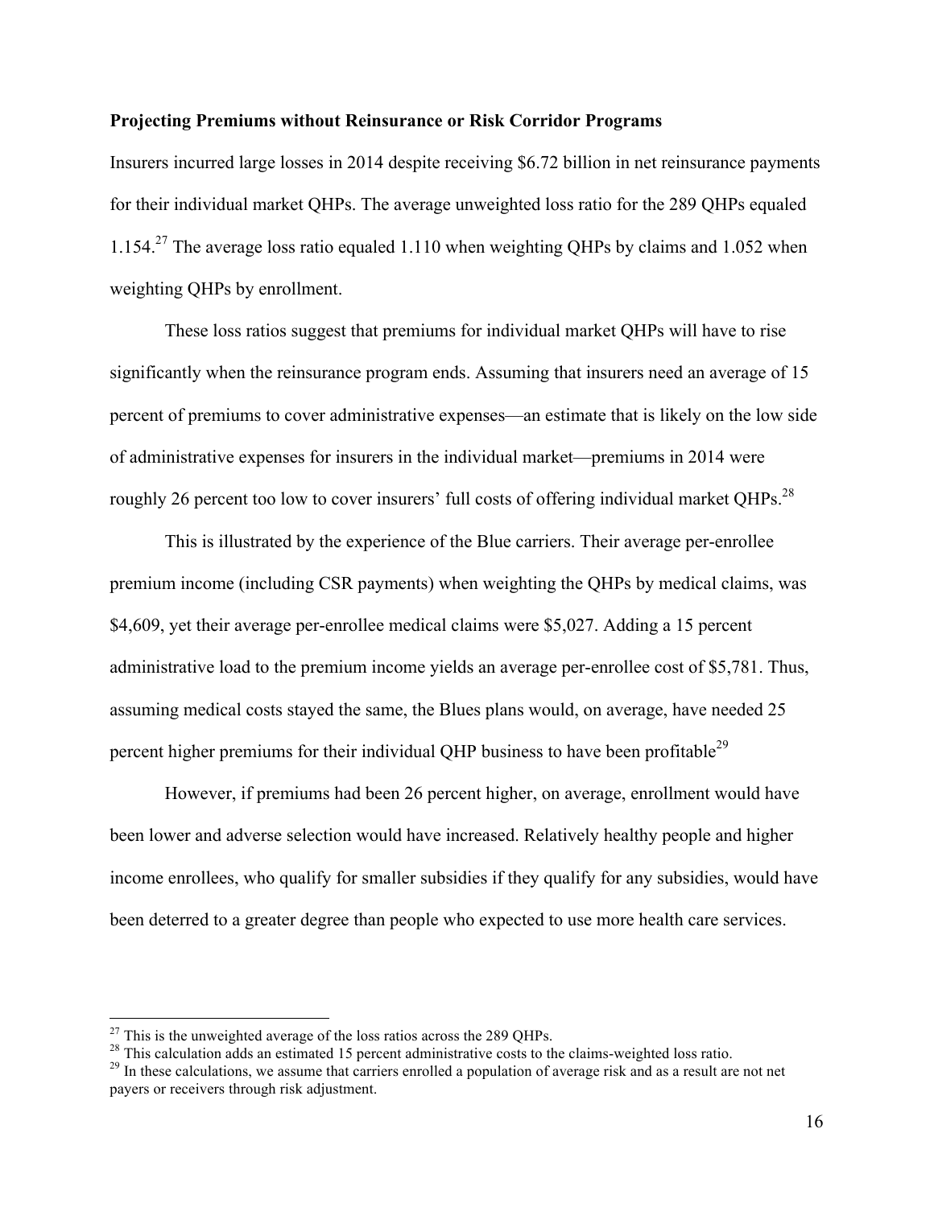**Projecting Premiums without Reinsurance or Risk Corridor Programs**

Insurers incurred large losses in 2014 despite receiving $6.72 billion in net reinsurance payments for their individual market QHPs. The average unweighted loss ratio for the 289 QHPs equaled 1.154.[27] The average loss ratio equaled 1.110 when weighting QHPs by claims and 1.052 when weighting QHPs by enrollment.

These loss ratios suggest that premiums for individual market QHPs will have to rise significantly when the reinsurance program ends. Assuming that insurers need an average of 15 percent of premiums to cover administrative expenses—an estimate that is likely on the low side of administrative expenses for insurers in the individual market—premiums in 2014 were roughly 26 percent too low to cover insurers' full costs of offering individual market QHPs.[28]

This is illustrated by the experience of the Blue carriers. Their average per-enrollee premium income (including CSR payments) when weighting the QHPs by medical claims, was $4,609, yet their average per-enrollee medical claims were $5,027. Adding a 15 percent administrative load to the premium income yields an average per-enrollee cost of $5,781. Thus, assuming medical costs stayed the same, the Blues plans would, on average, have needed 25 percent higher premiums for their individual QHP business to have been profitable[29]

However, if premiums had been 26 percent higher, on average, enrollment would have been lower and adverse selection would have increased. Relatively healthy people and higher income enrollees, who qualify for smaller subsidies if they qualify for any subsidies, would have been deterred to a greater degree than people who expected to use more health care services.

---

[27] This is the unweighted average of the loss ratios across the 289 QHPs.

[28] This calculation adds an estimated 15 percent administrative costs to the claims-weighted loss ratio.

[29] In these calculations, we assume that carriers enrolled a population of average risk and as a result are not net payers or receivers through risk adjustment.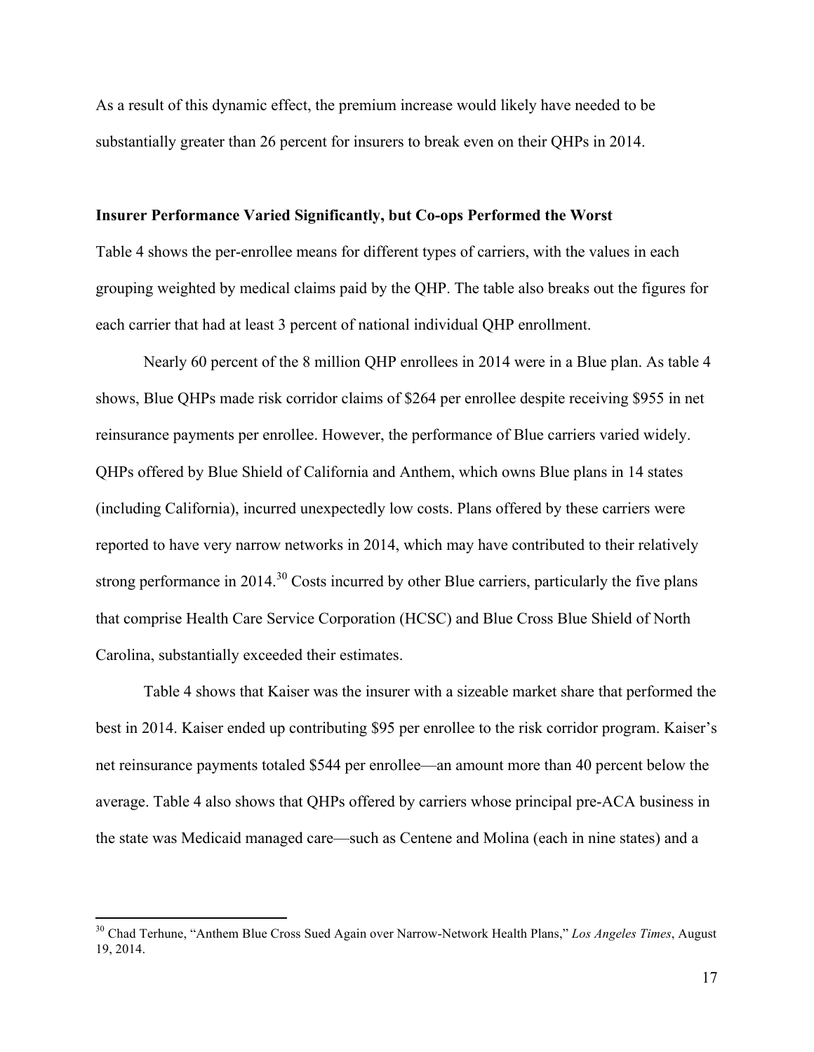As a result of this dynamic effect, the premium increase would likely have needed to be substantially greater than 26 percent for insurers to break even on their QHPs in 2014.

**Insurer Performance Varied Significantly, but Co-ops Performed the Worst**

Table 4 shows the per-enrollee means for different types of carriers, with the values in each grouping weighted by medical claims paid by the QHP. The table also breaks out the figures for each carrier that had at least 3 percent of national individual QHP enrollment.

Nearly 60 percent of the 8 million QHP enrollees in 2014 were in a Blue plan. As table 4 shows, Blue QHPs made risk corridor claims of $264 per enrollee despite receiving $955 in net reinsurance payments per enrollee. However, the performance of Blue carriers varied widely. QHPs offered by Blue Shield of California and Anthem, which owns Blue plans in 14 states (including California), incurred unexpectedly low costs. Plans offered by these carriers were reported to have very narrow networks in 2014, which may have contributed to their relatively strong performance in 2014.[30] Costs incurred by other Blue carriers, particularly the five plans that comprise Health Care Service Corporation (HCSC) and Blue Cross Blue Shield of North Carolina, substantially exceeded their estimates.

Table 4 shows that Kaiser was the insurer with a sizeable market share that performed the best in 2014. Kaiser ended up contributing $95 per enrollee to the risk corridor program. Kaiser's net reinsurance payments totaled $544 per enrollee—an amount more than 40 percent below the average. Table 4 also shows that QHPs offered by carriers whose principal pre-ACA business in the state was Medicaid managed care—such as Centene and Molina (each in nine states) and a

[30] Chad Terhune, "Anthem Blue Cross Sued Again over Narrow-Network Health Plans," *Los Angeles Times*, August 19, 2014.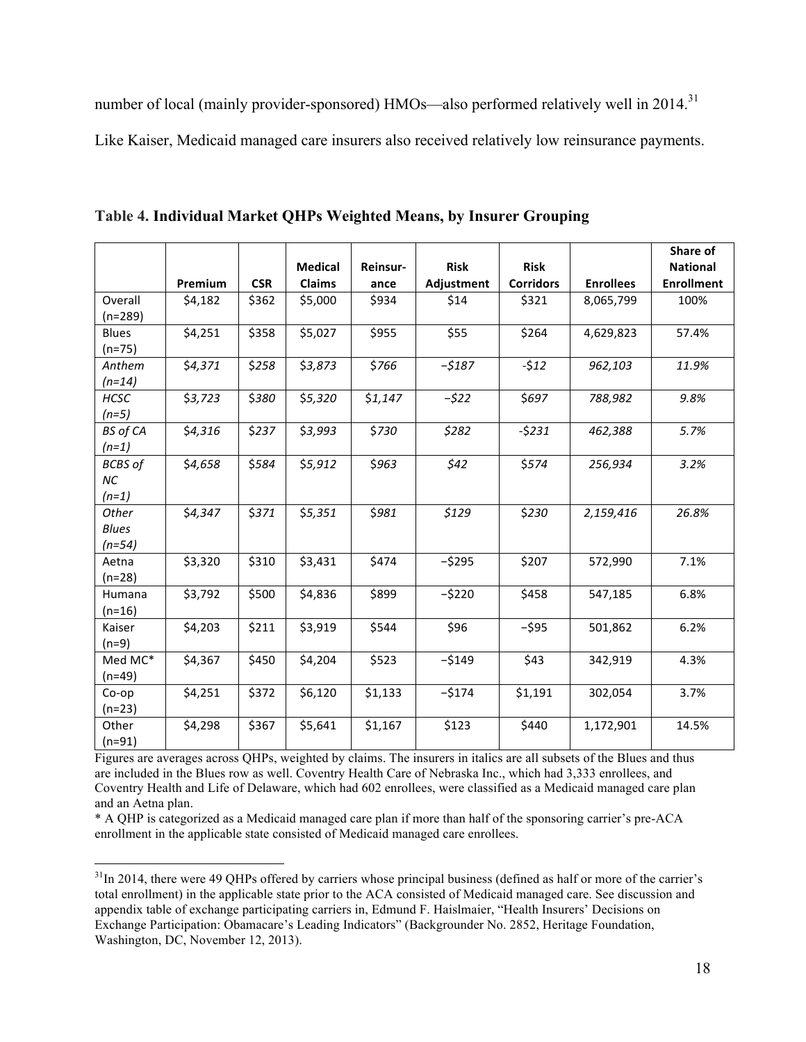number of local (mainly provider-sponsored) HMOs—also performed relatively well in 2014.[31] Like Kaiser, Medicaid managed care insurers also received relatively low reinsurance payments.

**Table 4. Individual Market QHPs Weighted Means, by Insurer Grouping**

| | Premium | CSR | Medical Claims | Reinsur-ance | Risk Adjustment | Risk Corridors | Enrollees | Share of National Enrollment |
|---|---|---|---|---|---|---|---|---|
| Overall (n=289) | $4,182 | $362 | $5,000 | $934 | $14 | $321 | 8,065,799 | 100% |
| Blues (n=75) | $4,251 | $358 | $5,027 | $955 | $55 | $264 | 4,629,823 | 57.4% |
| *Anthem (n=14)* | *$4,371* | *$258* | *$3,873* | *$766* | *−$187* | *-$12* | *962,103* | *11.9%* |
| *HCSC (n=5)* | *$3,723* | *$380* | *$5,320* | *$1,147* | *−$22* | *$697* | *788,982* | *9.8%* |
| *BS of CA (n=1)* | *$4,316* | *$237* | *$3,993* | *$730* | *$282* | *-$231* | *462,388* | *5.7%* |
| *BCBS of NC (n=1)* | *$4,658* | *$584* | *$5,912* | *$963* | *$42* | *$574* | *256,934* | *3.2%* |
| *Other Blues (n=54)* | *$4,347* | *$371* | *$5,351* | *$981* | *$129* | *$230* | *2,159,416* | *26.8%* |
| Aetna (n=28) | $3,320 | $310 | $3,431 | $474 | −$295 | $207 | 572,990 | 7.1% |
| Humana (n=16) | $3,792 | $500 | $4,836 | $899 | −$220 | $458 | 547,185 | 6.8% |
| Kaiser (n=9) | $4,203 | $211 | $3,919 | $544 | $96 | −$95 | 501,862 | 6.2% |
| Med MC* (n=49) | $4,367 | $450 | $4,204 | $523 | −$149 | $43 | 342,919 | 4.3% |
| Co-op (n=23) | $4,251 | $372 | $6,120 | $1,133 | −$174 | $1,191 | 302,054 | 3.7% |
| Other (n=91) | $4,298 | $367 | $5,641 | $1,167 | $123 | $440 | 1,172,901 | 14.5% |

Figures are averages across QHPs, weighted by claims. The insurers in italics are all subsets of the Blues and thus are included in the Blues row as well. Coventry Health Care of Nebraska Inc., which had 3,333 enrollees, and Coventry Health and Life of Delaware, which had 602 enrollees, were classified as a Medicaid managed care plan and an Aetna plan.

* A QHP is categorized as a Medicaid managed care plan if more than half of the sponsoring carrier's pre-ACA enrollment in the applicable state consisted of Medicaid managed care enrollees.

[31] In 2014, there were 49 QHPs offered by carriers whose principal business (defined as half or more of the carrier's total enrollment) in the applicable state prior to the ACA consisted of Medicaid managed care. See discussion and appendix table of exchange participating carriers in, Edmund F. Haislmaier, "Health Insurers' Decisions on Exchange Participation: Obamacare's Leading Indicators" (Backgrounder No. 2852, Heritage Foundation, Washington, DC, November 12, 2013).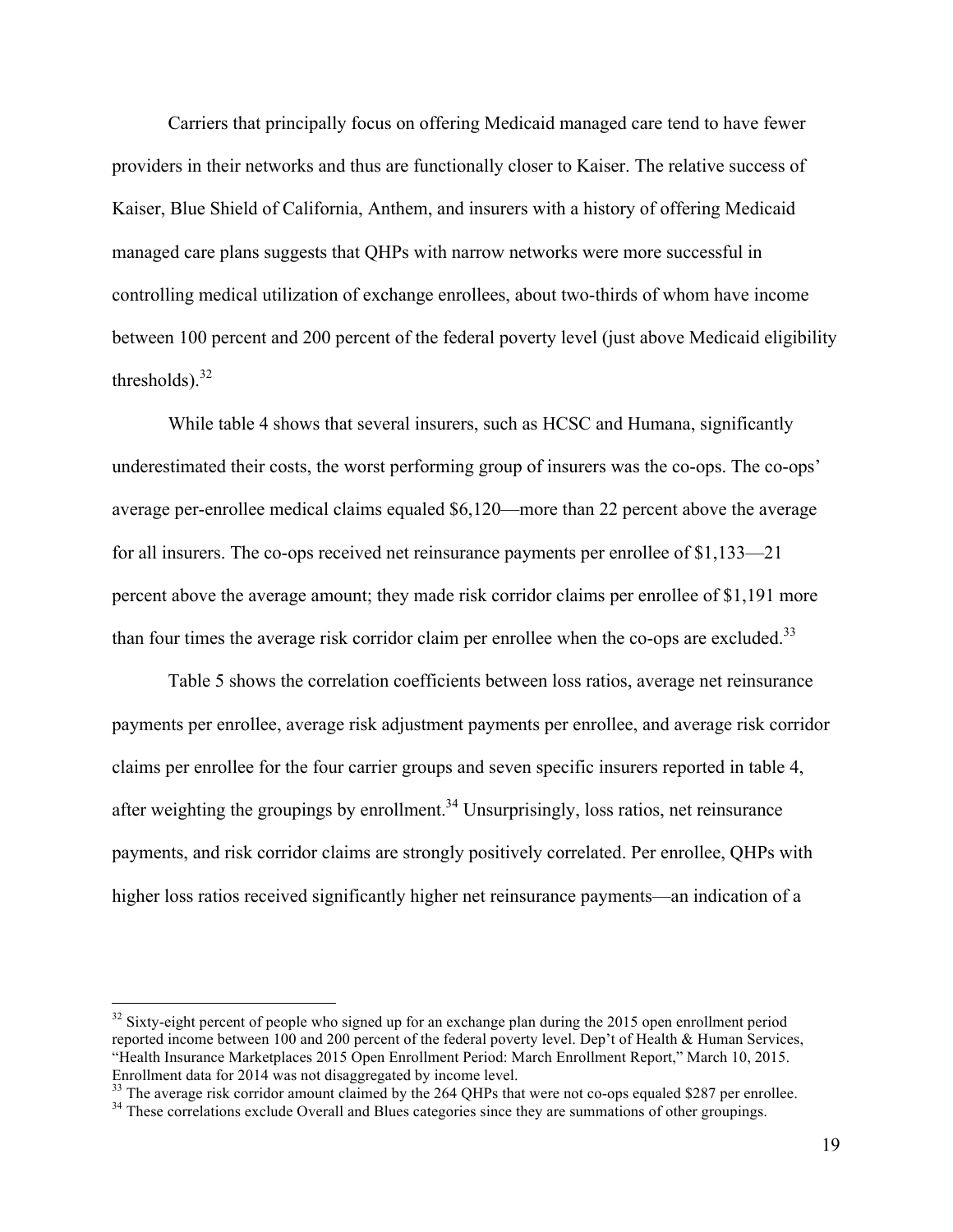Carriers that principally focus on offering Medicaid managed care tend to have fewer providers in their networks and thus are functionally closer to Kaiser. The relative success of Kaiser, Blue Shield of California, Anthem, and insurers with a history of offering Medicaid managed care plans suggests that QHPs with narrow networks were more successful in controlling medical utilization of exchange enrollees, about two-thirds of whom have income between 100 percent and 200 percent of the federal poverty level (just above Medicaid eligibility thresholds).[32]

While table 4 shows that several insurers, such as HCSC and Humana, significantly underestimated their costs, the worst performing group of insurers was the co-ops. The co-ops' average per-enrollee medical claims equaled $6,120—more than 22 percent above the average for all insurers. The co-ops received net reinsurance payments per enrollee of $1,133—21 percent above the average amount; they made risk corridor claims per enrollee of $1,191 more than four times the average risk corridor claim per enrollee when the co-ops are excluded.[33]

Table 5 shows the correlation coefficients between loss ratios, average net reinsurance payments per enrollee, average risk adjustment payments per enrollee, and average risk corridor claims per enrollee for the four carrier groups and seven specific insurers reported in table 4, after weighting the groupings by enrollment.[34] Unsurprisingly, loss ratios, net reinsurance payments, and risk corridor claims are strongly positively correlated. Per enrollee, QHPs with higher loss ratios received significantly higher net reinsurance payments—an indication of a

---

[32] Sixty-eight percent of people who signed up for an exchange plan during the 2015 open enrollment period reported income between 100 and 200 percent of the federal poverty level. Dep't of Health & Human Services, "Health Insurance Marketplaces 2015 Open Enrollment Period: March Enrollment Report," March 10, 2015. Enrollment data for 2014 was not disaggregated by income level.

[33] The average risk corridor amount claimed by the 264 QHPs that were not co-ops equaled $287 per enrollee.

[34] These correlations exclude Overall and Blues categories since they are summations of other groupings.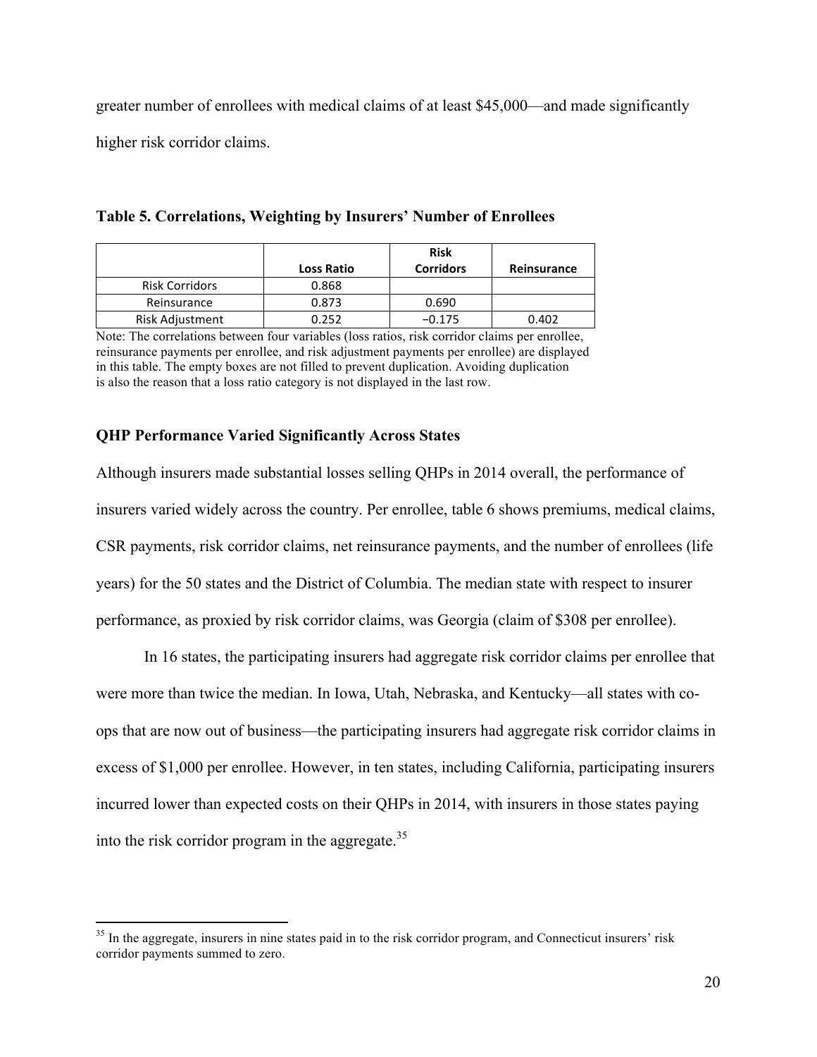greater number of enrollees with medical claims of at least $45,000—and made significantly higher risk corridor claims.

**Table 5. Correlations, Weighting by Insurers' Number of Enrollees**

| | Loss Ratio | Risk Corridors | Reinsurance |
|---|---|---|---|
| Risk Corridors | 0.868 | | |
| Reinsurance | 0.873 | 0.690 | |
| Risk Adjustment | 0.252 | −0.175 | 0.402 |

Note: The correlations between four variables (loss ratios, risk corridor claims per enrollee, reinsurance payments per enrollee, and risk adjustment payments per enrollee) are displayed in this table. The empty boxes are not filled to prevent duplication. Avoiding duplication is also the reason that a loss ratio category is not displayed in the last row.

### QHP Performance Varied Significantly Across States

Although insurers made substantial losses selling QHPs in 2014 overall, the performance of insurers varied widely across the country. Per enrollee, table 6 shows premiums, medical claims, CSR payments, risk corridor claims, net reinsurance payments, and the number of enrollees (life years) for the 50 states and the District of Columbia. The median state with respect to insurer performance, as proxied by risk corridor claims, was Georgia (claim of $308 per enrollee).

In 16 states, the participating insurers had aggregate risk corridor claims per enrollee that were more than twice the median. In Iowa, Utah, Nebraska, and Kentucky—all states with co-ops that are now out of business—the participating insurers had aggregate risk corridor claims in excess of $1,000 per enrollee. However, in ten states, including California, participating insurers incurred lower than expected costs on their QHPs in 2014, with insurers in those states paying into the risk corridor program in the aggregate.[35]

[35] In the aggregate, insurers in nine states paid in to the risk corridor program, and Connecticut insurers' risk corridor payments summed to zero.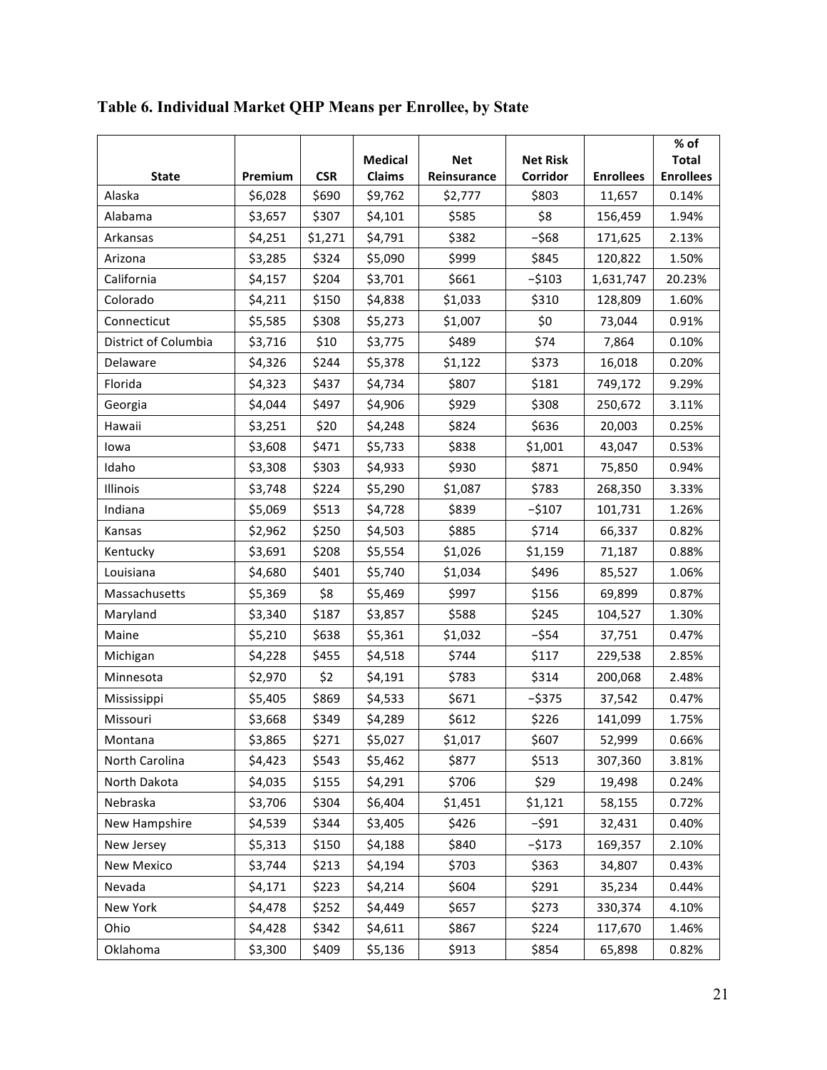**Table 6. Individual Market QHP Means per Enrollee, by State**

| State | Premium | CSR | Medical Claims | Net Reinsurance | Net Risk Corridor | Enrollees | % of Total Enrollees |
|---|---|---|---|---|---|---|---|
| Alaska | $6,028 | $690 | $9,762 | $2,777 | $803 | 11,657 | 0.14% |
| Alabama | $3,657 | $307 | $4,101 | $585 | $8 | 156,459 | 1.94% |
| Arkansas | $4,251 | $1,271 | $4,791 | $382 | −$68 | 171,625 | 2.13% |
| Arizona | $3,285 | $324 | $5,090 | $999 | $845 | 120,822 | 1.50% |
| California | $4,157 | $204 | $3,701 | $661 | −$103 | 1,631,747 | 20.23% |
| Colorado | $4,211 | $150 | $4,838 | $1,033 | $310 | 128,809 | 1.60% |
| Connecticut | $5,585 | $308 | $5,273 | $1,007 | $0 | 73,044 | 0.91% |
| District of Columbia | $3,716 | $10 | $3,775 | $489 | $74 | 7,864 | 0.10% |
| Delaware | $4,326 | $244 | $5,378 | $1,122 | $373 | 16,018 | 0.20% |
| Florida | $4,323 | $437 | $4,734 | $807 | $181 | 749,172 | 9.29% |
| Georgia | $4,044 | $497 | $4,906 | $929 | $308 | 250,672 | 3.11% |
| Hawaii | $3,251 | $20 | $4,248 | $824 | $636 | 20,003 | 0.25% |
| Iowa | $3,608 | $471 | $5,733 | $838 | $1,001 | 43,047 | 0.53% |
| Idaho | $3,308 | $303 | $4,933 | $930 | $871 | 75,850 | 0.94% |
| Illinois | $3,748 | $224 | $5,290 | $1,087 | $783 | 268,350 | 3.33% |
| Indiana | $5,069 | $513 | $4,728 | $839 | −$107 | 101,731 | 1.26% |
| Kansas | $2,962 | $250 | $4,503 | $885 | $714 | 66,337 | 0.82% |
| Kentucky | $3,691 | $208 | $5,554 | $1,026 | $1,159 | 71,187 | 0.88% |
| Louisiana | $4,680 | $401 | $5,740 | $1,034 | $496 | 85,527 | 1.06% |
| Massachusetts | $5,369 | $8 | $5,469 | $997 | $156 | 69,899 | 0.87% |
| Maryland | $3,340 | $187 | $3,857 | $588 | $245 | 104,527 | 1.30% |
| Maine | $5,210 | $638 | $5,361 | $1,032 | −$54 | 37,751 | 0.47% |
| Michigan | $4,228 | $455 | $4,518 | $744 | $117 | 229,538 | 2.85% |
| Minnesota | $2,970 | $2 | $4,191 | $783 | $314 | 200,068 | 2.48% |
| Mississippi | $5,405 | $869 | $4,533 | $671 | −$375 | 37,542 | 0.47% |
| Missouri | $3,668 | $349 | $4,289 | $612 | $226 | 141,099 | 1.75% |
| Montana | $3,865 | $271 | $5,027 | $1,017 | $607 | 52,999 | 0.66% |
| North Carolina | $4,423 | $543 | $5,462 | $877 | $513 | 307,360 | 3.81% |
| North Dakota | $4,035 | $155 | $4,291 | $706 | $29 | 19,498 | 0.24% |
| Nebraska | $3,706 | $304 | $6,404 | $1,451 | $1,121 | 58,155 | 0.72% |
| New Hampshire | $4,539 | $344 | $3,405 | $426 | −$91 | 32,431 | 0.40% |
| New Jersey | $5,313 | $150 | $4,188 | $840 | −$173 | 169,357 | 2.10% |
| New Mexico | $3,744 | $213 | $4,194 | $703 | $363 | 34,807 | 0.43% |
| Nevada | $4,171 | $223 | $4,214 | $604 | $291 | 35,234 | 0.44% |
| New York | $4,478 | $252 | $4,449 | $657 | $273 | 330,374 | 4.10% |
| Ohio | $4,428 | $342 | $4,611 | $867 | $224 | 117,670 | 1.46% |
| Oklahoma | $3,300 | $409 | $5,136 | $913 | $854 | 65,898 | 0.82% |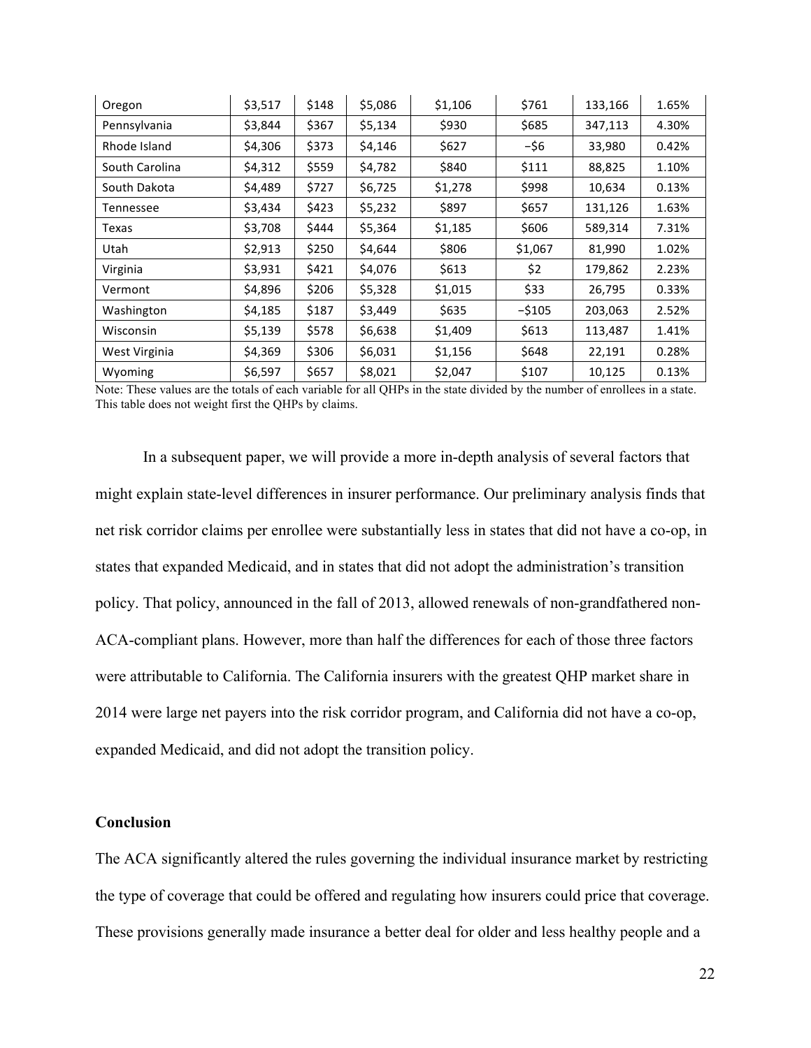| | | | | | | | |
|---|---|---|---|---|---|---|---|
| Oregon | $3,517 | $148 | $5,086 | $1,106 | $761 | 133,166 | 1.65% |
| Pennsylvania | $3,844 | $367 | $5,134 | $930 | $685 | 347,113 | 4.30% |
| Rhode Island | $4,306 | $373 | $4,146 | $627 | −$6 | 33,980 | 0.42% |
| South Carolina | $4,312 | $559 | $4,782 | $840 | $111 | 88,825 | 1.10% |
| South Dakota | $4,489 | $727 | $6,725 | $1,278 | $998 | 10,634 | 0.13% |
| Tennessee | $3,434 | $423 | $5,232 | $897 | $657 | 131,126 | 1.63% |
| Texas | $3,708 | $444 | $5,364 | $1,185 | $606 | 589,314 | 7.31% |
| Utah | $2,913 | $250 | $4,644 | $806 | $1,067 | 81,990 | 1.02% |
| Virginia | $3,931 | $421 | $4,076 | $613 | $2 | 179,862 | 2.23% |
| Vermont | $4,896 | $206 | $5,328 | $1,015 | $33 | 26,795 | 0.33% |
| Washington | $4,185 | $187 | $3,449 | $635 | −$105 | 203,063 | 2.52% |
| Wisconsin | $5,139 | $578 | $6,638 | $1,409 | $613 | 113,487 | 1.41% |
| West Virginia | $4,369 | $306 | $6,031 | $1,156 | $648 | 22,191 | 0.28% |
| Wyoming | $6,597 | $657 | $8,021 | $2,047 | $107 | 10,125 | 0.13% |

Note: These values are the totals of each variable for all QHPs in the state divided by the number of enrollees in a state. This table does not weight first the QHPs by claims.

In a subsequent paper, we will provide a more in-depth analysis of several factors that might explain state-level differences in insurer performance. Our preliminary analysis finds that net risk corridor claims per enrollee were substantially less in states that did not have a co-op, in states that expanded Medicaid, and in states that did not adopt the administration's transition policy. That policy, announced in the fall of 2013, allowed renewals of non-grandfathered non-ACA-compliant plans. However, more than half the differences for each of those three factors were attributable to California. The California insurers with the greatest QHP market share in 2014 were large net payers into the risk corridor program, and California did not have a co-op, expanded Medicaid, and did not adopt the transition policy.

## Conclusion

The ACA significantly altered the rules governing the individual insurance market by restricting the type of coverage that could be offered and regulating how insurers could price that coverage. These provisions generally made insurance a better deal for older and less healthy people and a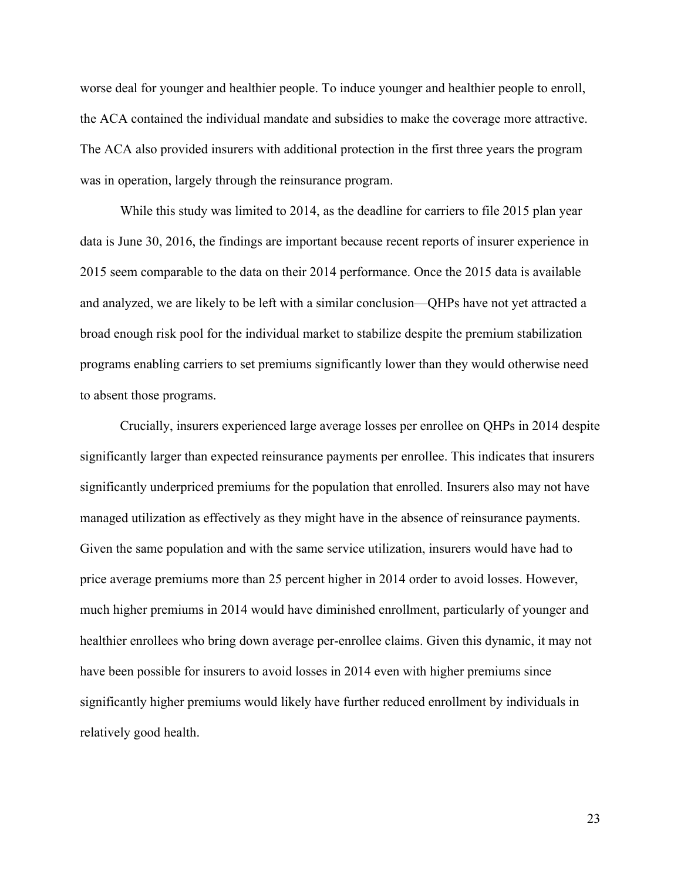worse deal for younger and healthier people. To induce younger and healthier people to enroll, the ACA contained the individual mandate and subsidies to make the coverage more attractive. The ACA also provided insurers with additional protection in the first three years the program was in operation, largely through the reinsurance program.

While this study was limited to 2014, as the deadline for carriers to file 2015 plan year data is June 30, 2016, the findings are important because recent reports of insurer experience in 2015 seem comparable to the data on their 2014 performance. Once the 2015 data is available and analyzed, we are likely to be left with a similar conclusion—QHPs have not yet attracted a broad enough risk pool for the individual market to stabilize despite the premium stabilization programs enabling carriers to set premiums significantly lower than they would otherwise need to absent those programs.

Crucially, insurers experienced large average losses per enrollee on QHPs in 2014 despite significantly larger than expected reinsurance payments per enrollee. This indicates that insurers significantly underpriced premiums for the population that enrolled. Insurers also may not have managed utilization as effectively as they might have in the absence of reinsurance payments. Given the same population and with the same service utilization, insurers would have had to price average premiums more than 25 percent higher in 2014 order to avoid losses. However, much higher premiums in 2014 would have diminished enrollment, particularly of younger and healthier enrollees who bring down average per-enrollee claims. Given this dynamic, it may not have been possible for insurers to avoid losses in 2014 even with higher premiums since significantly higher premiums would likely have further reduced enrollment by individuals in relatively good health.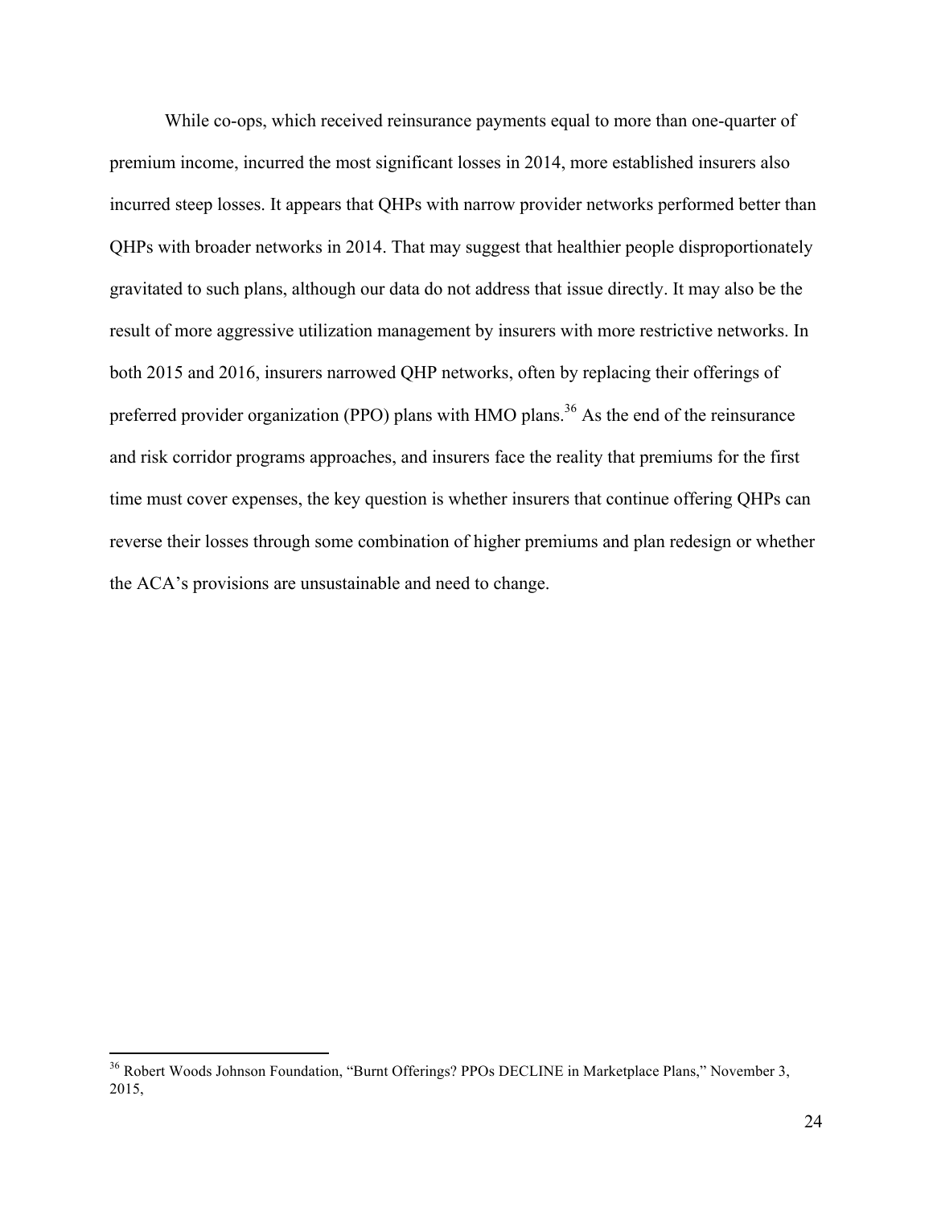While co-ops, which received reinsurance payments equal to more than one-quarter of premium income, incurred the most significant losses in 2014, more established insurers also incurred steep losses. It appears that QHPs with narrow provider networks performed better than QHPs with broader networks in 2014. That may suggest that healthier people disproportionately gravitated to such plans, although our data do not address that issue directly. It may also be the result of more aggressive utilization management by insurers with more restrictive networks. In both 2015 and 2016, insurers narrowed QHP networks, often by replacing their offerings of preferred provider organization (PPO) plans with HMO plans.[36] As the end of the reinsurance and risk corridor programs approaches, and insurers face the reality that premiums for the first time must cover expenses, the key question is whether insurers that continue offering QHPs can reverse their losses through some combination of higher premiums and plan redesign or whether the ACA's provisions are unsustainable and need to change.

---

[36] Robert Woods Johnson Foundation, "Burnt Offerings? PPOs DECLINE in Marketplace Plans," November 3, 2015,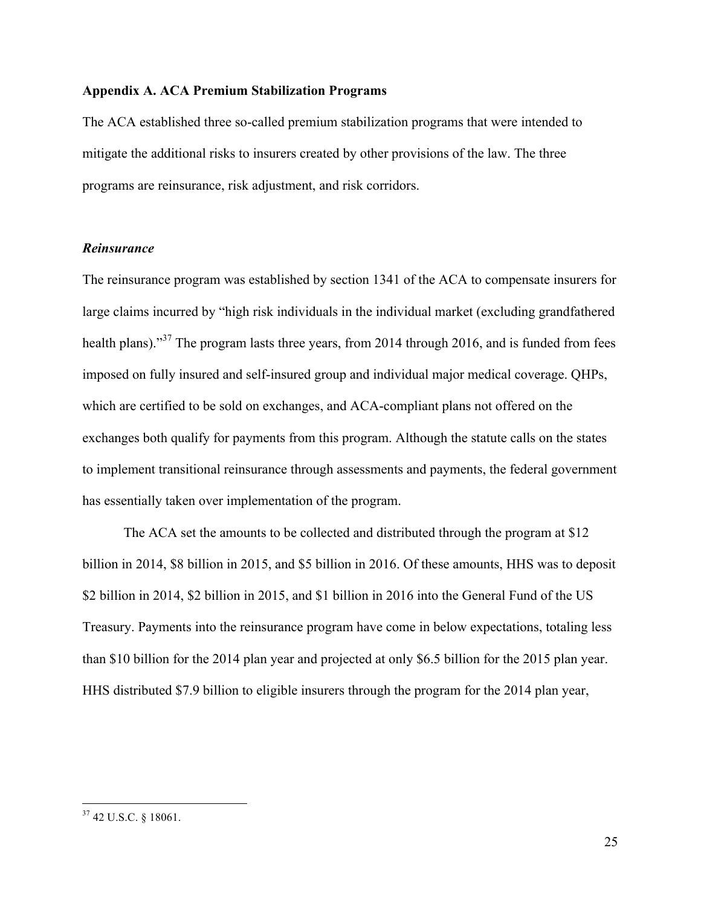## Appendix A. ACA Premium Stabilization Programs

The ACA established three so-called premium stabilization programs that were intended to mitigate the additional risks to insurers created by other provisions of the law. The three programs are reinsurance, risk adjustment, and risk corridors.

### *Reinsurance*

The reinsurance program was established by section 1341 of the ACA to compensate insurers for large claims incurred by "high risk individuals in the individual market (excluding grandfathered health plans)."[37] The program lasts three years, from 2014 through 2016, and is funded from fees imposed on fully insured and self-insured group and individual major medical coverage. QHPs, which are certified to be sold on exchanges, and ACA-compliant plans not offered on the exchanges both qualify for payments from this program. Although the statute calls on the states to implement transitional reinsurance through assessments and payments, the federal government has essentially taken over implementation of the program.

The ACA set the amounts to be collected and distributed through the program at $12 billion in 2014, $8 billion in 2015, and $5 billion in 2016. Of these amounts, HHS was to deposit $2 billion in 2014, $2 billion in 2015, and $1 billion in 2016 into the General Fund of the US Treasury. Payments into the reinsurance program have come in below expectations, totaling less than $10 billion for the 2014 plan year and projected at only $6.5 billion for the 2015 plan year. HHS distributed $7.9 billion to eligible insurers through the program for the 2014 plan year,

---

[37] 42 U.S.C. § 18061.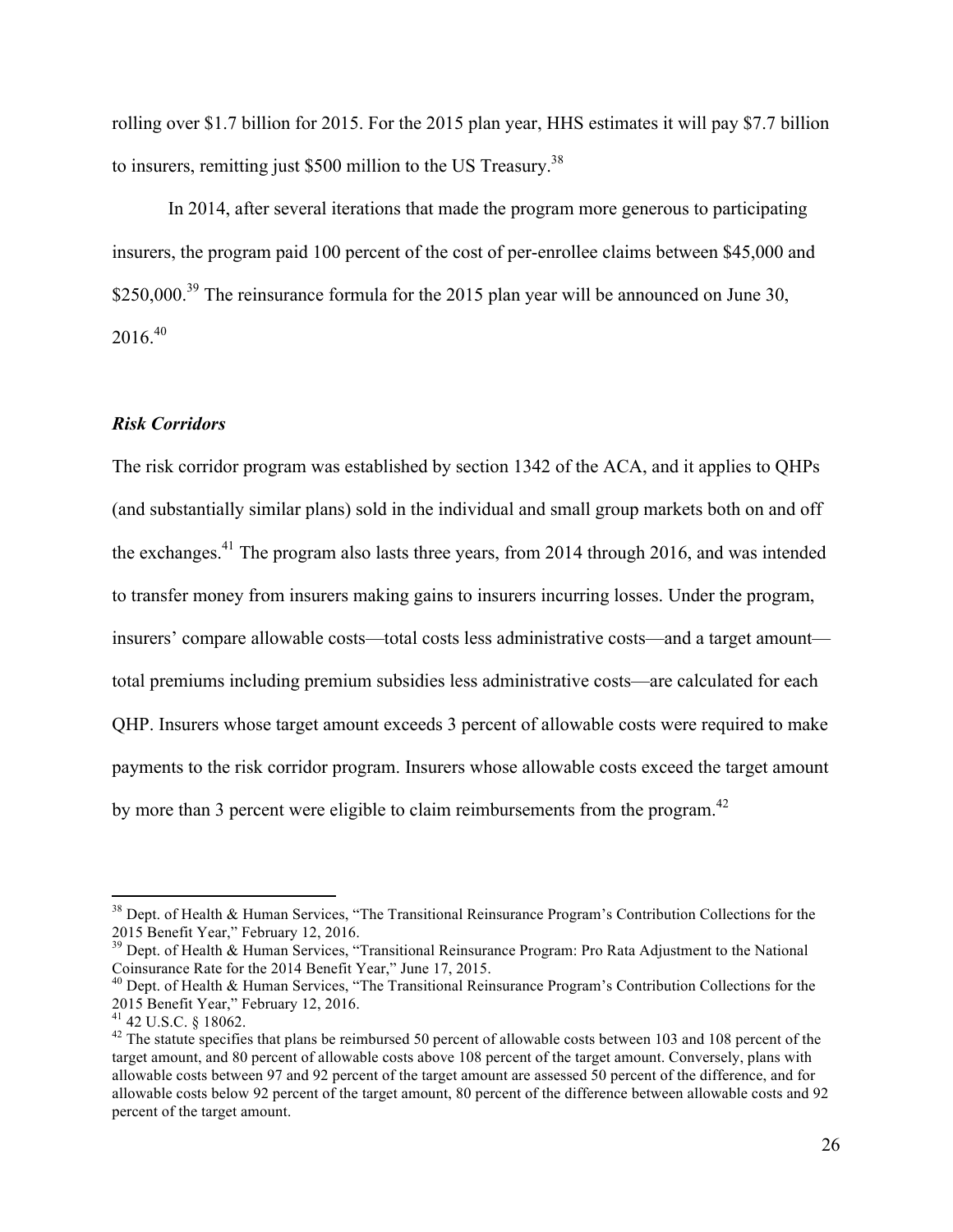rolling over $1.7 billion for 2015. For the 2015 plan year, HHS estimates it will pay $7.7 billion to insurers, remitting just $500 million to the US Treasury.[38]

In 2014, after several iterations that made the program more generous to participating insurers, the program paid 100 percent of the cost of per-enrollee claims between $45,000 and $250,000.[39] The reinsurance formula for the 2015 plan year will be announced on June 30, 2016.[40]

***Risk Corridors***

The risk corridor program was established by section 1342 of the ACA, and it applies to QHPs (and substantially similar plans) sold in the individual and small group markets both on and off the exchanges.[41] The program also lasts three years, from 2014 through 2016, and was intended to transfer money from insurers making gains to insurers incurring losses. Under the program, insurers' compare allowable costs—total costs less administrative costs—and a target amount—total premiums including premium subsidies less administrative costs—are calculated for each QHP. Insurers whose target amount exceeds 3 percent of allowable costs were required to make payments to the risk corridor program. Insurers whose allowable costs exceed the target amount by more than 3 percent were eligible to claim reimbursements from the program.[42]

---

[38] Dept. of Health & Human Services, "The Transitional Reinsurance Program's Contribution Collections for the 2015 Benefit Year," February 12, 2016.

[39] Dept. of Health & Human Services, "Transitional Reinsurance Program: Pro Rata Adjustment to the National Coinsurance Rate for the 2014 Benefit Year," June 17, 2015.

[40] Dept. of Health & Human Services, "The Transitional Reinsurance Program's Contribution Collections for the 2015 Benefit Year," February 12, 2016.

[41] 42 U.S.C. § 18062.

[42] The statute specifies that plans be reimbursed 50 percent of allowable costs between 103 and 108 percent of the target amount, and 80 percent of allowable costs above 108 percent of the target amount. Conversely, plans with allowable costs between 97 and 92 percent of the target amount are assessed 50 percent of the difference, and for allowable costs below 92 percent of the target amount, 80 percent of the difference between allowable costs and 92 percent of the target amount.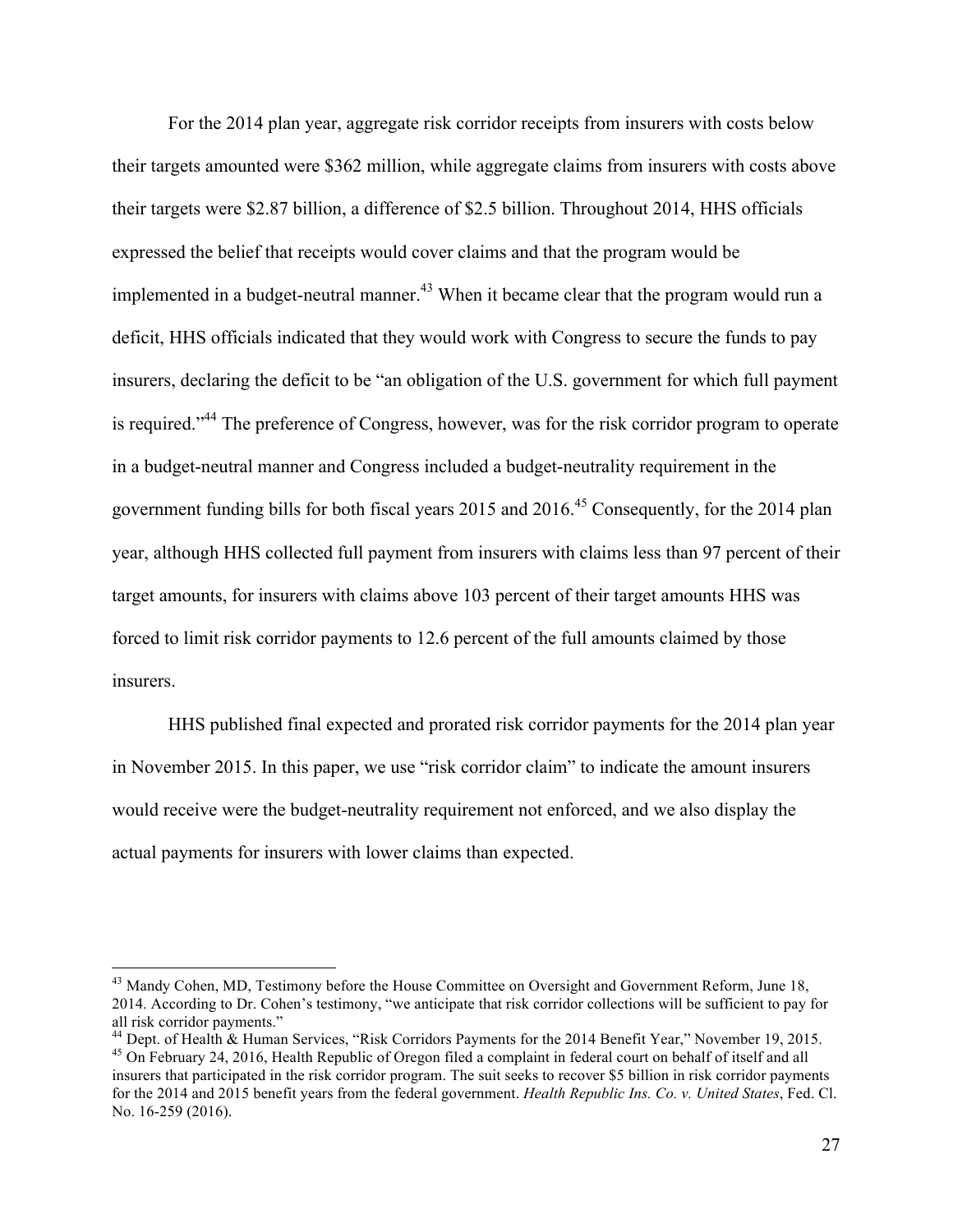For the 2014 plan year, aggregate risk corridor receipts from insurers with costs below their targets amounted were \$362 million, while aggregate claims from insurers with costs above their targets were \$2.87 billion, a difference of \$2.5 billion. Throughout 2014, HHS officials expressed the belief that receipts would cover claims and that the program would be implemented in a budget-neutral manner.[43] When it became clear that the program would run a deficit, HHS officials indicated that they would work with Congress to secure the funds to pay insurers, declaring the deficit to be "an obligation of the U.S. government for which full payment is required."[44] The preference of Congress, however, was for the risk corridor program to operate in a budget-neutral manner and Congress included a budget-neutrality requirement in the government funding bills for both fiscal years 2015 and 2016.[45] Consequently, for the 2014 plan year, although HHS collected full payment from insurers with claims less than 97 percent of their target amounts, for insurers with claims above 103 percent of their target amounts HHS was forced to limit risk corridor payments to 12.6 percent of the full amounts claimed by those insurers.

HHS published final expected and prorated risk corridor payments for the 2014 plan year in November 2015. In this paper, we use "risk corridor claim" to indicate the amount insurers would receive were the budget-neutrality requirement not enforced, and we also display the actual payments for insurers with lower claims than expected.

---

[43] Mandy Cohen, MD, Testimony before the House Committee on Oversight and Government Reform, June 18, 2014. According to Dr. Cohen's testimony, "we anticipate that risk corridor collections will be sufficient to pay for all risk corridor payments."

[44] Dept. of Health & Human Services, "Risk Corridors Payments for the 2014 Benefit Year," November 19, 2015.

[45] On February 24, 2016, Health Republic of Oregon filed a complaint in federal court on behalf of itself and all insurers that participated in the risk corridor program. The suit seeks to recover \$5 billion in risk corridor payments for the 2014 and 2015 benefit years from the federal government. *Health Republic Ins. Co. v. United States*, Fed. Cl. No. 16-259 (2016).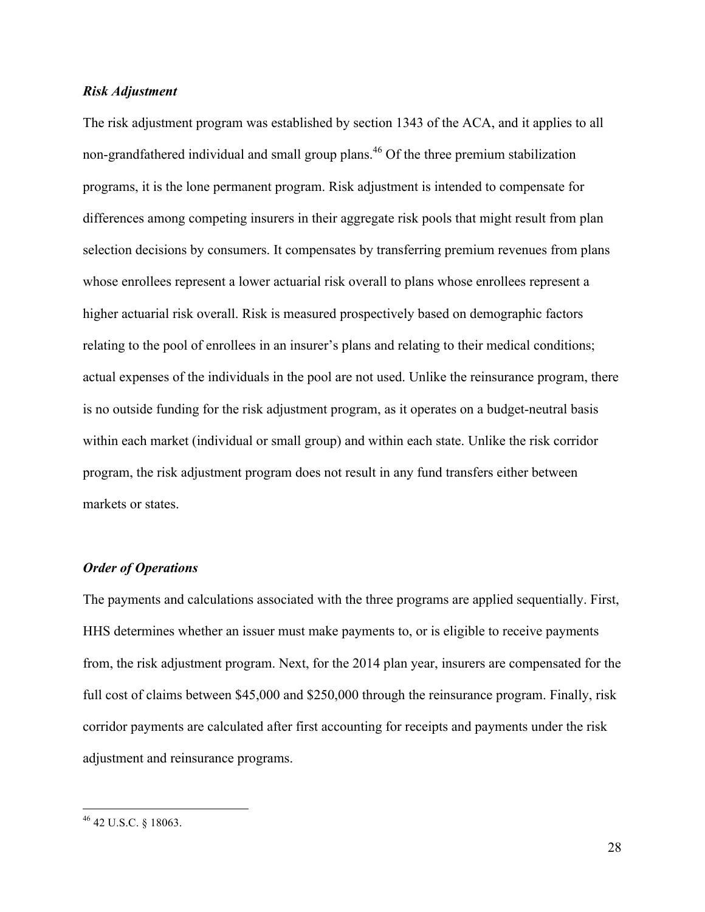### *Risk Adjustment*

The risk adjustment program was established by section 1343 of the ACA, and it applies to all non-grandfathered individual and small group plans.[46] Of the three premium stabilization programs, it is the lone permanent program. Risk adjustment is intended to compensate for differences among competing insurers in their aggregate risk pools that might result from plan selection decisions by consumers. It compensates by transferring premium revenues from plans whose enrollees represent a lower actuarial risk overall to plans whose enrollees represent a higher actuarial risk overall. Risk is measured prospectively based on demographic factors relating to the pool of enrollees in an insurer's plans and relating to their medical conditions; actual expenses of the individuals in the pool are not used. Unlike the reinsurance program, there is no outside funding for the risk adjustment program, as it operates on a budget-neutral basis within each market (individual or small group) and within each state. Unlike the risk corridor program, the risk adjustment program does not result in any fund transfers either between markets or states.

### *Order of Operations*

The payments and calculations associated with the three programs are applied sequentially. First, HHS determines whether an issuer must make payments to, or is eligible to receive payments from, the risk adjustment program. Next, for the 2014 plan year, insurers are compensated for the full cost of claims between $45,000 and $250,000 through the reinsurance program. Finally, risk corridor payments are calculated after first accounting for receipts and payments under the risk adjustment and reinsurance programs.

---

[46] 42 U.S.C. § 18063.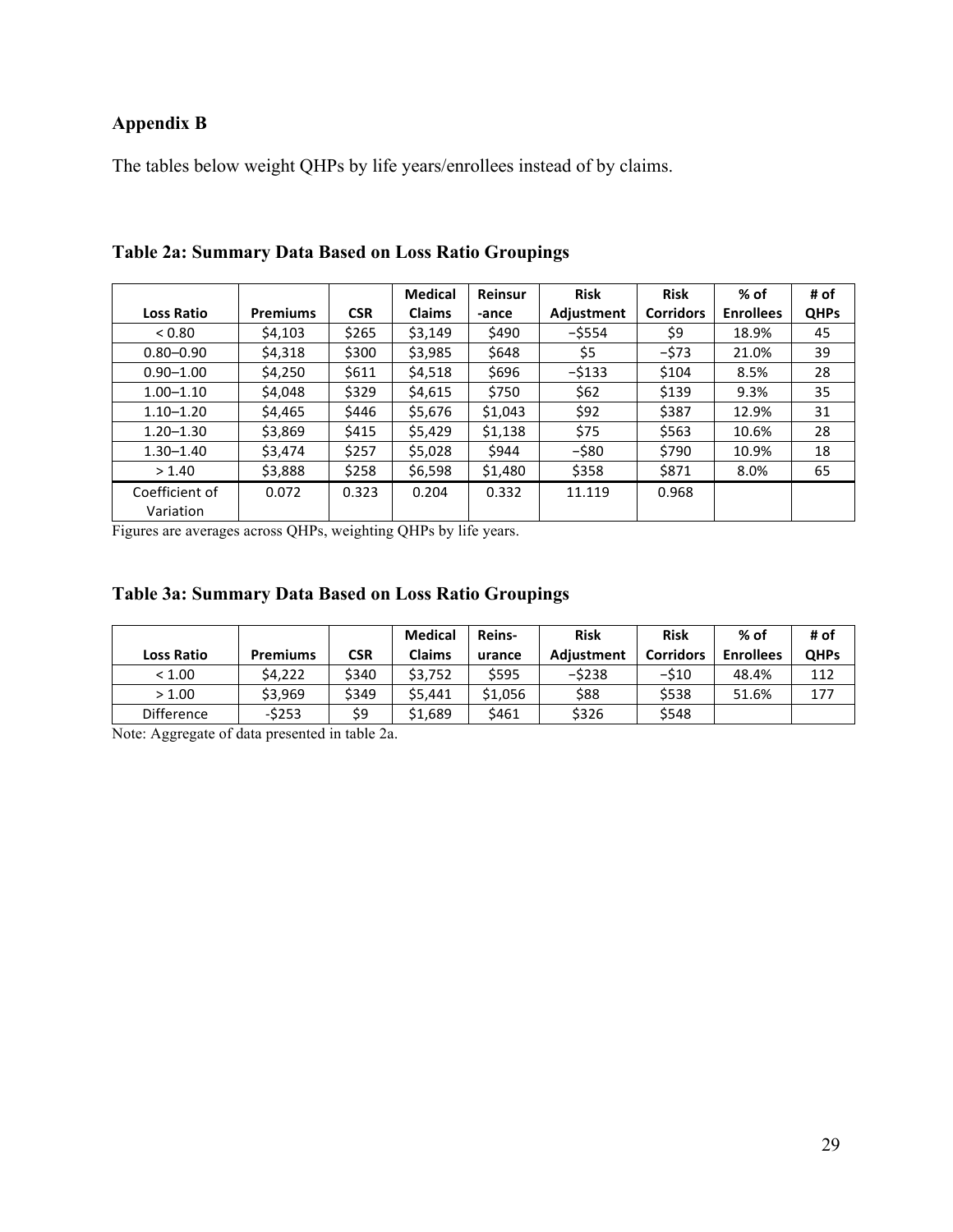## Appendix B

The tables below weight QHPs by life years/enrollees instead of by claims.

### Table 2a: Summary Data Based on Loss Ratio Groupings

| Loss Ratio | Premiums | CSR | Medical Claims | Reinsurance | Risk Adjustment | Risk Corridors | % of Enrollees | # of QHPs |
|---|---|---|---|---|---|---|---|---|
| < 0.80 | $4,103 | $265 | $3,149 | $490 | −$554 | $9 | 18.9% | 45 |
| 0.80–0.90 | $4,318 | $300 | $3,985 | $648 | $5 | −$73 | 21.0% | 39 |
| 0.90–1.00 | $4,250 | $611 | $4,518 | $696 | −$133 | $104 | 8.5% | 28 |
| 1.00–1.10 | $4,048 | $329 | $4,615 | $750 | $62 | $139 | 9.3% | 35 |
| 1.10–1.20 | $4,465 | $446 | $5,676 | $1,043 | $92 | $387 | 12.9% | 31 |
| 1.20–1.30 | $3,869 | $415 | $5,429 | $1,138 | $75 | $563 | 10.6% | 28 |
| 1.30–1.40 | $3,474 | $257 | $5,028 | $944 | −$80 | $790 | 10.9% | 18 |
| > 1.40 | $3,888 | $258 | $6,598 | $1,480 | $358 | $871 | 8.0% | 65 |
| Coefficient of Variation | 0.072 | 0.323 | 0.204 | 0.332 | 11.119 | 0.968 | | |

Figures are averages across QHPs, weighting QHPs by life years.

### Table 3a: Summary Data Based on Loss Ratio Groupings

| Loss Ratio | Premiums | CSR | Medical Claims | Reinsurance | Risk Adjustment | Risk Corridors | % of Enrollees | # of QHPs |
|---|---|---|---|---|---|---|---|---|
| < 1.00 | $4,222 | $340 | $3,752 | $595 | −$238 | −$10 | 48.4% | 112 |
| > 1.00 | $3,969 | $349 | $5,441 | $1,056 | $88 | $538 | 51.6% | 177 |
| Difference | -$253 | $9 | $1,689 | $461 | $326 | $548 | | |

Note: Aggregate of data presented in table 2a.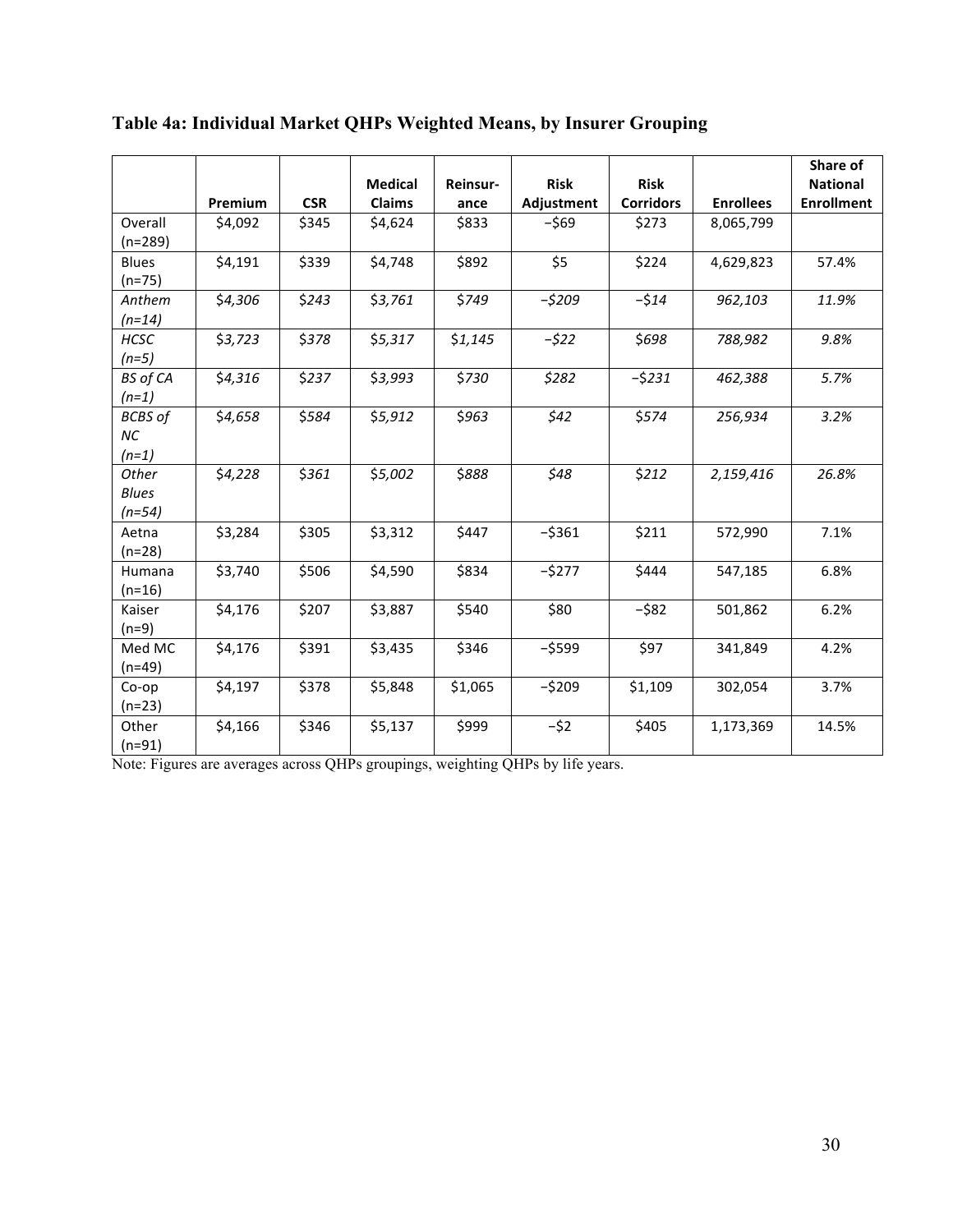**Table 4a: Individual Market QHPs Weighted Means, by Insurer Grouping**

| | Premium | CSR | Medical Claims | Reinsur-ance | Risk Adjustment | Risk Corridors | Enrollees | Share of National Enrollment |
|---|---|---|---|---|---|---|---|---|
| Overall (n=289) | $4,092 | $345 | $4,624 | $833 | −$69 | $273 | 8,065,799 | |
| Blues (n=75) | $4,191 | $339 | $4,748 | $892 | $5 | $224 | 4,629,823 | 57.4% |
| *Anthem (n=14)* | *$4,306* | *$243* | *$3,761* | *$749* | *−$209* | *−$14* | *962,103* | *11.9%* |
| *HCSC (n=5)* | *$3,723* | *$378* | *$5,317* | *$1,145* | *−$22* | *$698* | *788,982* | *9.8%* |
| *BS of CA (n=1)* | *$4,316* | *$237* | *$3,993* | *$730* | *$282* | *−$231* | *462,388* | *5.7%* |
| *BCBS of NC (n=1)* | *$4,658* | *$584* | *$5,912* | *$963* | *$42* | *$574* | *256,934* | *3.2%* |
| *Other Blues (n=54)* | *$4,228* | *$361* | *$5,002* | *$888* | *$48* | *$212* | *2,159,416* | *26.8%* |
| Aetna (n=28) | $3,284 | $305 | $3,312 | $447 | −$361 | $211 | 572,990 | 7.1% |
| Humana (n=16) | $3,740 | $506 | $4,590 | $834 | −$277 | $444 | 547,185 | 6.8% |
| Kaiser (n=9) | $4,176 | $207 | $3,887 | $540 | $80 | −$82 | 501,862 | 6.2% |
| Med MC (n=49) | $4,176 | $391 | $3,435 | $346 | −$599 | $97 | 341,849 | 4.2% |
| Co-op (n=23) | $4,197 | $378 | $5,848 | $1,065 | −$209 | $1,109 | 302,054 | 3.7% |
| Other (n=91) | $4,166 | $346 | $5,137 | $999 | −$2 | $405 | 1,173,369 | 14.5% |

Note: Figures are averages across QHPs groupings, weighting QHPs by life years.